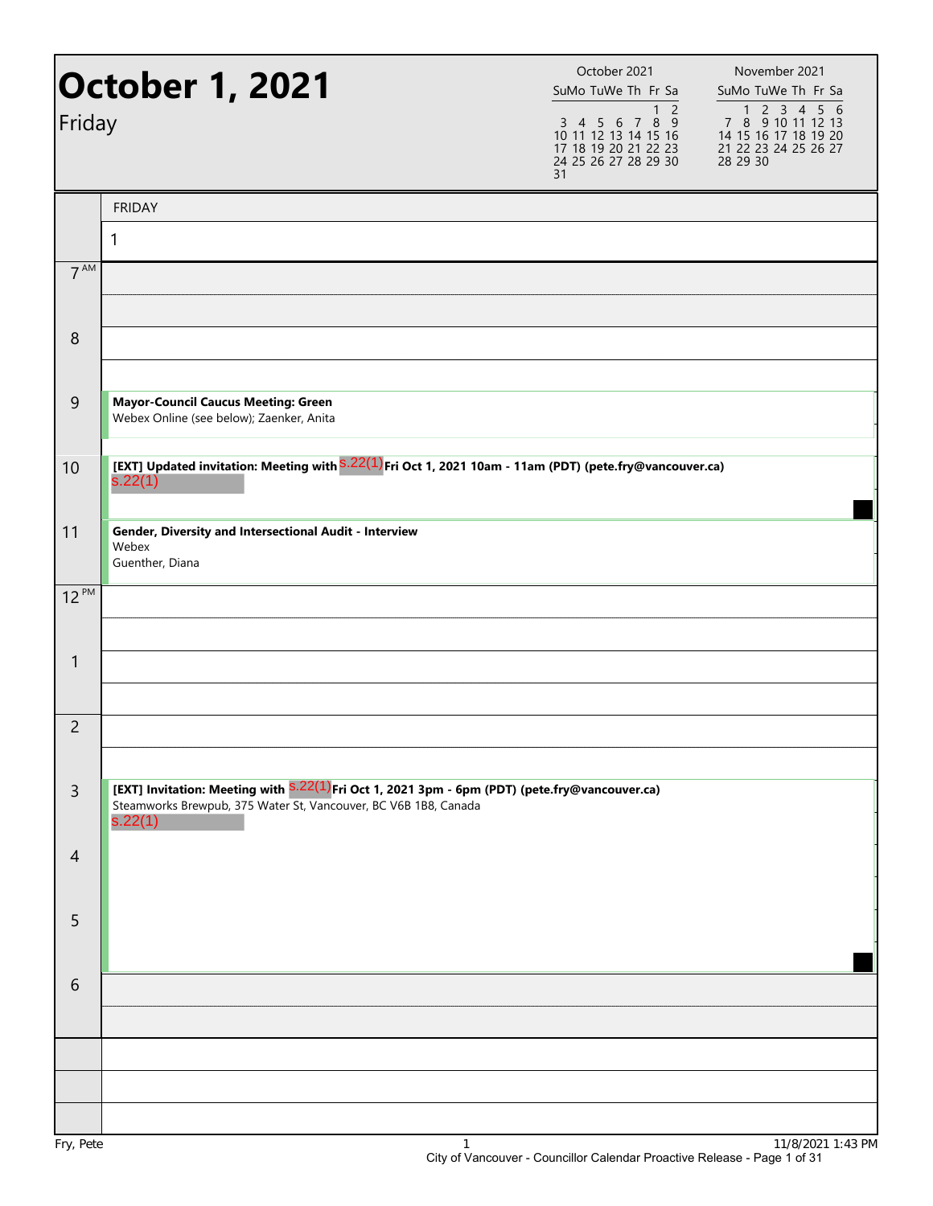# October 1, 2021

Friday

| October 2021 | | | | | | |
|---|---|---|---|---|---|---|
| Su | Mo | Tu | We | Th | Fr | Sa |
| | | | | | 1 | 2 |
| 3 | 4 | 5 | 6 | 7 | 8 | 9 |
| 10 | 11 | 12 | 13 | 14 | 15 | 16 |
| 17 | 18 | 19 | 20 | 21 | 22 | 23 |
| 24 | 25 | 26 | 27 | 28 | 29 | 30 |
| 31 | | | | | | |

| November 2021 | | | | | | |
|---|---|---|---|---|---|---|
| Su | Mo | Tu | We | Th | Fr | Sa |
| | 1 | 2 | 3 | 4 | 5 | 6 |
| 7 | 8 | 9 | 10 | 11 | 12 | 13 |
| 14 | 15 | 16 | 17 | 18 | 19 | 20 |
| 21 | 22 | 23 | 24 | 25 | 26 | 27 |
| 28 | 29 | 30 | | | | |

FRIDAY

1

| Time | Event |
|---|---|
| 7 AM | |
| 8 | |
| 9 | **Mayor-Council Caucus Meeting: Green** Webex Online (see below); Zaenker, Anita |
| 10 | **[EXT] Updated invitation: Meeting with** s.22(1) **Fri Oct 1, 2021 10am - 11am (PDT) (pete.fry@vancouver.ca)** s.22(1) |
| 11 | **Gender, Diversity and Intersectional Audit - Interview** Webex Guenther, Diana |
| 12 PM | |
| 1 | |
| 2 | |
| 3 | **[EXT] Invitation: Meeting with** s.22(1) **Fri Oct 1, 2021 3pm - 6pm (PDT) (pete.fry@vancouver.ca)** Steamworks Brewpub, 375 Water St, Vancouver, BC V6B 1B8, Canada s.22(1) |
| 4 | |
| 5 | |
| 6 | |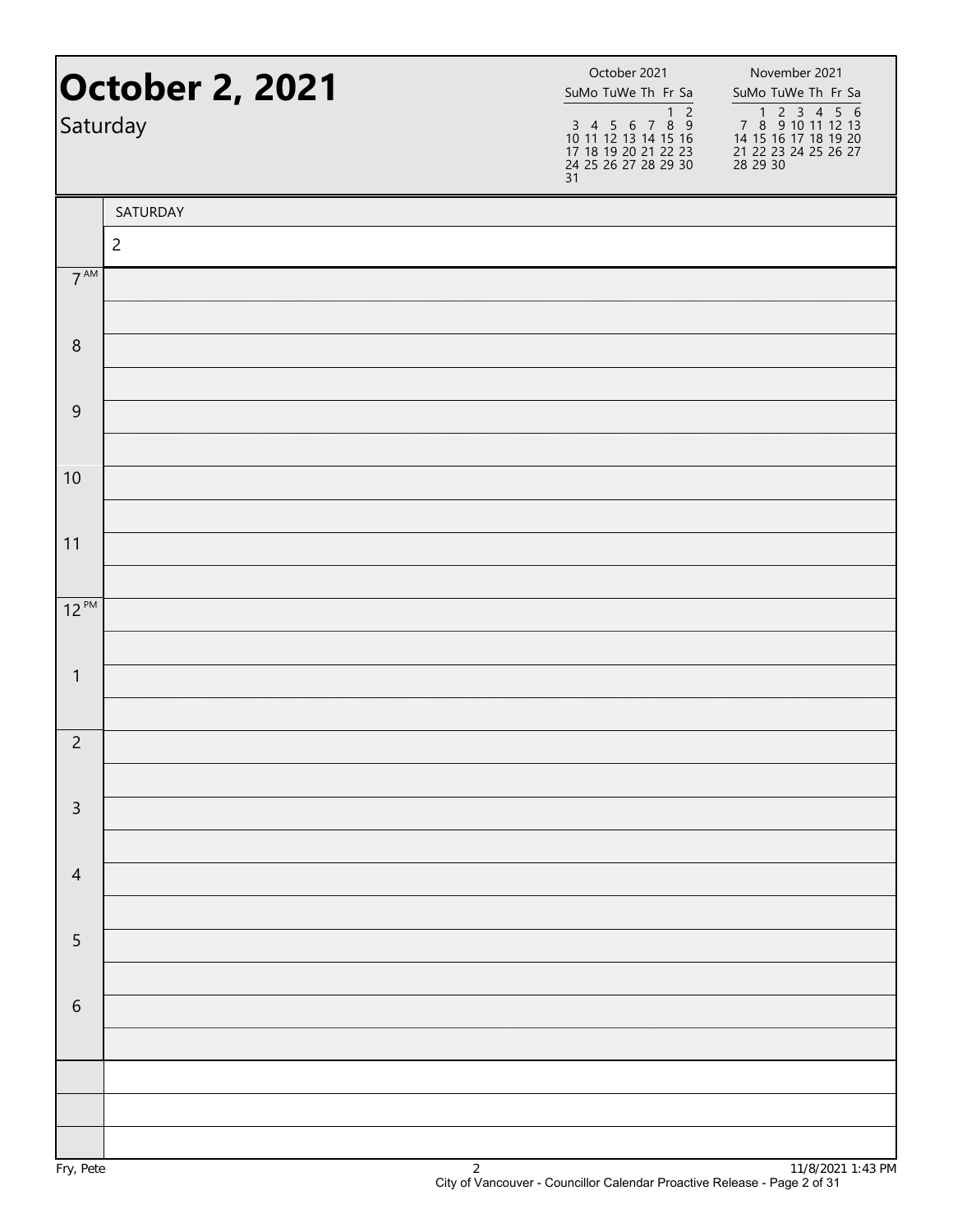# October 2, 2021

Saturday

| October 2021 | | | | | | |
|---|---|---|---|---|---|---|
| Su | Mo | Tu | We | Th | Fr | Sa |
| | | | | | 1 | 2 |
| 3 | 4 | 5 | 6 | 7 | 8 | 9 |
| 10 | 11 | 12 | 13 | 14 | 15 | 16 |
| 17 | 18 | 19 | 20 | 21 | 22 | 23 |
| 24 | 25 | 26 | 27 | 28 | 29 | 30 |
| 31 | | | | | | |

| November 2021 | | | | | | |
|---|---|---|---|---|---|---|
| Su | Mo | Tu | We | Th | Fr | Sa |
| | 1 | 2 | 3 | 4 | 5 | 6 |
| 7 | 8 | 9 | 10 | 11 | 12 | 13 |
| 14 | 15 | 16 | 17 | 18 | 19 | 20 |
| 21 | 22 | 23 | 24 | 25 | 26 | 27 |
| 28 | 29 | 30 | | | | |

| | SATURDAY |
|---|---|
| | 2 |
| 7 AM | |
| | |
| 8 | |
| | |
| 9 | |
| | |
| 10 | |
| | |
| 11 | |
| | |
| 12 PM | |
| | |
| 1 | |
| | |
| 2 | |
| | |
| 3 | |
| | |
| 4 | |
| | |
| 5 | |
| | |
| 6 | |
| | |
| | |
| | |
| | |

Fry, Pete

11/8/2021 1:43 PM

City of Vancouver - Councillor Calendar Proactive Release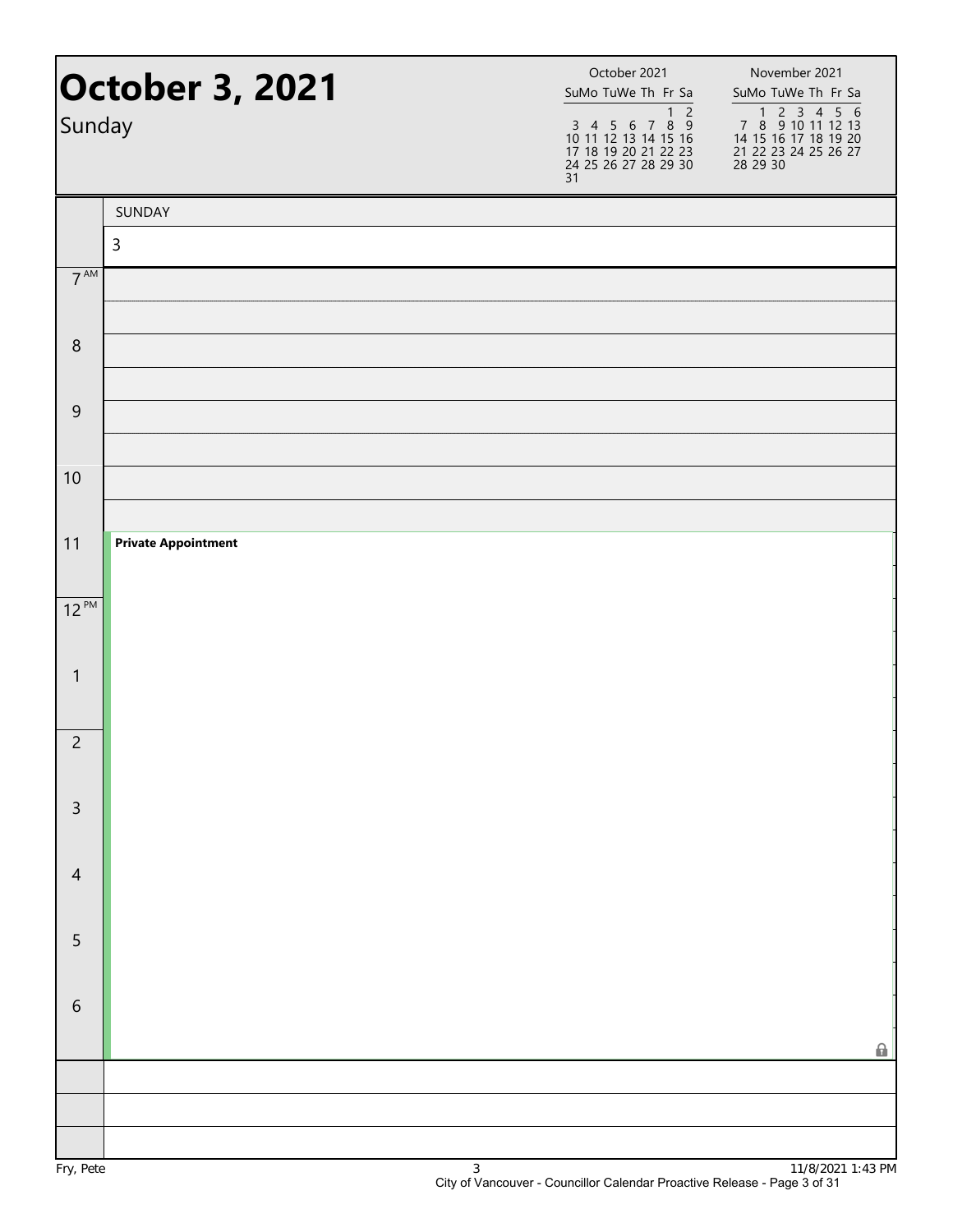# October 3, 2021

Sunday

**October 2021**

| Su | Mo | Tu | We | Th | Fr | Sa |
|---|---|---|---|---|---|---|
| | | | | | 1 | 2 |
| 3 | 4 | 5 | 6 | 7 | 8 | 9 |
| 10 | 11 | 12 | 13 | 14 | 15 | 16 |
| 17 | 18 | 19 | 20 | 21 | 22 | 23 |
| 24 | 25 | 26 | 27 | 28 | 29 | 30 |
| 31 | | | | | | |

**November 2021**

| Su | Mo | Tu | We | Th | Fr | Sa |
|---|---|---|---|---|---|---|
| | 1 | 2 | 3 | 4 | 5 | 6 |
| 7 | 8 | 9 | 10 | 11 | 12 | 13 |
| 14 | 15 | 16 | 17 | 18 | 19 | 20 |
| 21 | 22 | 23 | 24 | 25 | 26 | 27 |
| 28 | 29 | 30 | | | | |

| | SUNDAY 3 |
|---|---|
| 7 AM | |
| 8 | |
| 9 | |
| 10 | |
| 11 | **Private Appointment** |
| 12 PM | |
| 1 | |
| 2 | |
| 3 | |
| 4 | |
| 5 | |
| 6 | |

Fry, Pete

11/8/2021 1:43 PM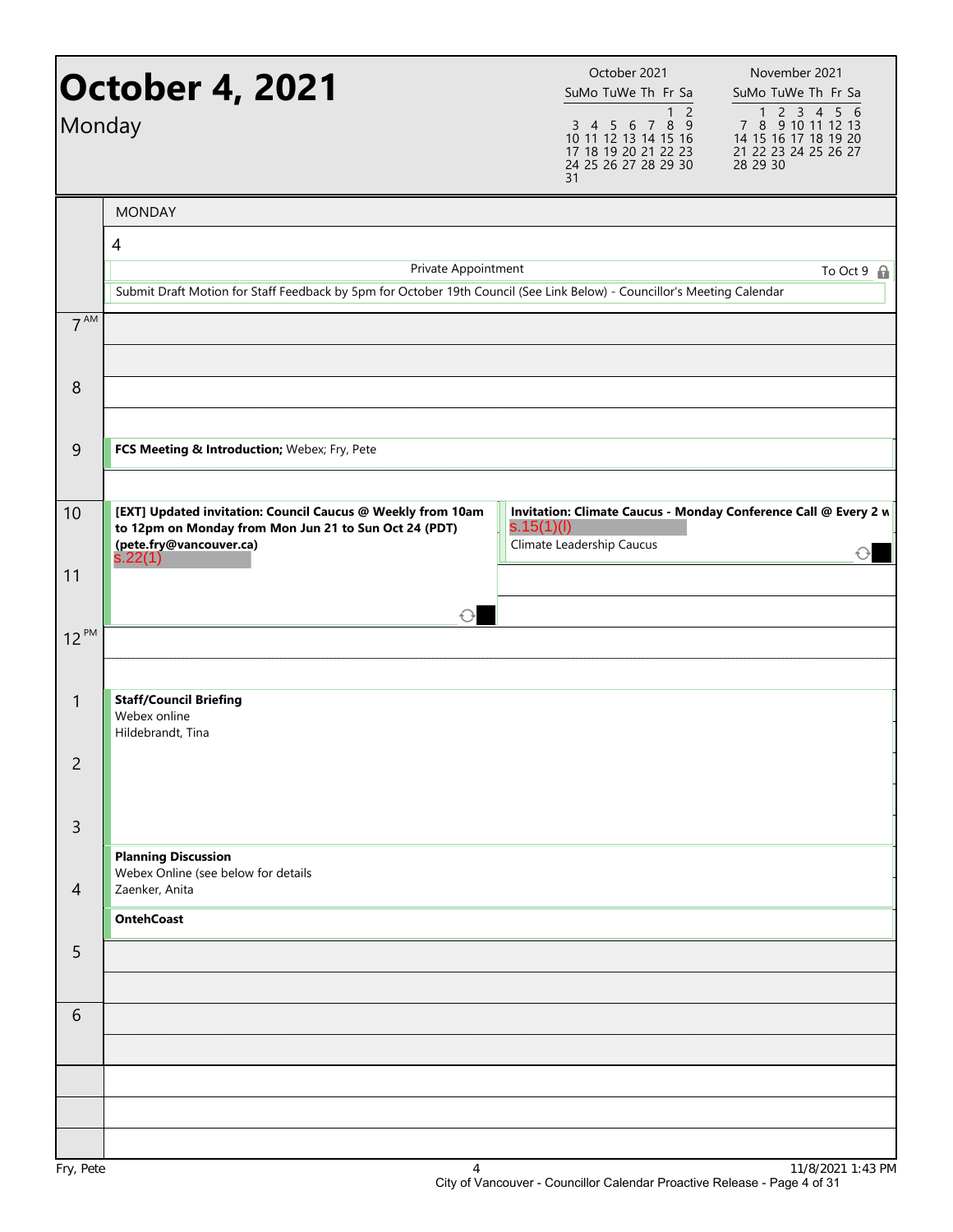# October 4, 2021

## Monday

| October 2021 | | | | | | |
|---|---|---|---|---|---|---|
| Su | Mo | Tu | We | Th | Fr | Sa |
| | | | | | 1 | 2 |
| 3 | 4 | 5 | 6 | 7 | 8 | 9 |
| 10 | 11 | 12 | 13 | 14 | 15 | 16 |
| 17 | 18 | 19 | 20 | 21 | 22 | 23 |
| 24 | 25 | 26 | 27 | 28 | 29 | 30 |
| 31 | | | | | | |

| November 2021 | | | | | | |
|---|---|---|---|---|---|---|
| Su | Mo | Tu | We | Th | Fr | Sa |
| | 1 | 2 | 3 | 4 | 5 | 6 |
| 7 | 8 | 9 | 10 | 11 | 12 | 13 |
| 14 | 15 | 16 | 17 | 18 | 19 | 20 |
| 21 | 22 | 23 | 24 | 25 | 26 | 27 |
| 28 | 29 | 30 | | | | |

MONDAY

4

Private Appointment — To Oct 9

Submit Draft Motion for Staff Feedback by 5pm for October 19th Council (See Link Below) - Councillor's Meeting Calendar

| Time | Events |
|---|---|
| 7 AM | |
| 8 | |
| 9 | **FCS Meeting & Introduction;** Webex; Fry, Pete |
| 10 | **[EXT] Updated invitation: Council Caucus @ Weekly from 10am to 12pm on Monday from Mon Jun 21 to Sun Oct 24 (PDT) (pete.fry@vancouver.ca)** s.22(1) |
| 10 | **Invitation: Climate Caucus - Monday Conference Call @ Every 2 w** s.15(1)(l) Climate Leadership Caucus |
| 11 | |
| 12 PM | |
| 1 | **Staff/Council Briefing** Webex online Hildebrandt, Tina |
| 2 | |
| 3 | |
| 4 | **Planning Discussion** Webex Online (see below for details Zaenker, Anita |
| 4 | **OntehCoast** |
| 5 | |
| 6 | |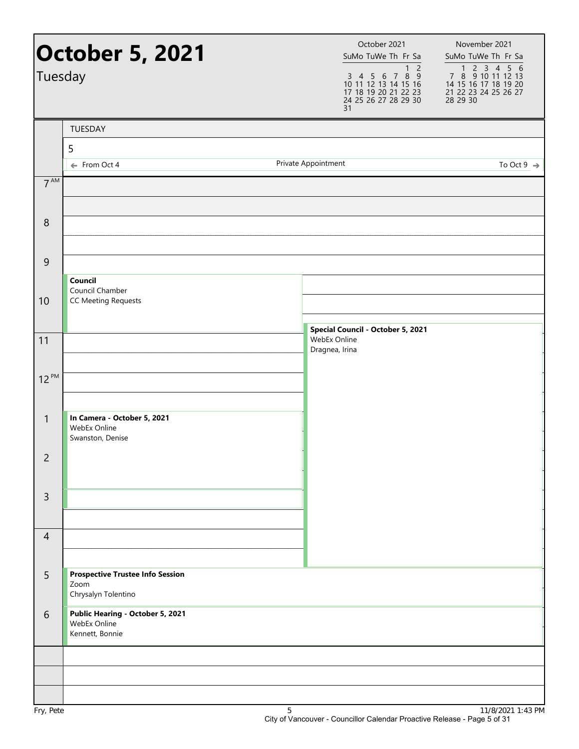# October 5, 2021

Tuesday

| October 2021 | | | | | | |
|---|---|---|---|---|---|---|
| Su | Mo | Tu | We | Th | Fr | Sa |
| | | | | | 1 | 2 |
| 3 | 4 | 5 | 6 | 7 | 8 | 9 |
| 10 | 11 | 12 | 13 | 14 | 15 | 16 |
| 17 | 18 | 19 | 20 | 21 | 22 | 23 |
| 24 | 25 | 26 | 27 | 28 | 29 | 30 |
| 31 | | | | | | |

| November 2021 | | | | | | |
|---|---|---|---|---|---|---|
| Su | Mo | Tu | We | Th | Fr | Sa |
| | 1 | 2 | 3 | 4 | 5 | 6 |
| 7 | 8 | 9 | 10 | 11 | 12 | 13 |
| 14 | 15 | 16 | 17 | 18 | 19 | 20 |
| 21 | 22 | 23 | 24 | 25 | 26 | 27 |
| 28 | 29 | 30 | | | | |

TUESDAY

5

← From Oct 4 — Private Appointment — To Oct 9 →

| Time | Event |
|---|---|
| 9:30 AM | **Council**<br>Council Chamber<br>CC Meeting Requests |
| 10:45 AM | **Special Council - October 5, 2021**<br>WebEx Online<br>Dragnea, Irina |
| 1 PM | **In Camera - October 5, 2021**<br>WebEx Online<br>Swanston, Denise |
| 5 PM | **Prospective Trustee Info Session**<br>Zoom<br>Chrysalyn Tolentino |
| 6 PM | **Public Hearing - October 5, 2021**<br>WebEx Online<br>Kennett, Bonnie |

Fry, Pete

11/8/2021 1:43 PM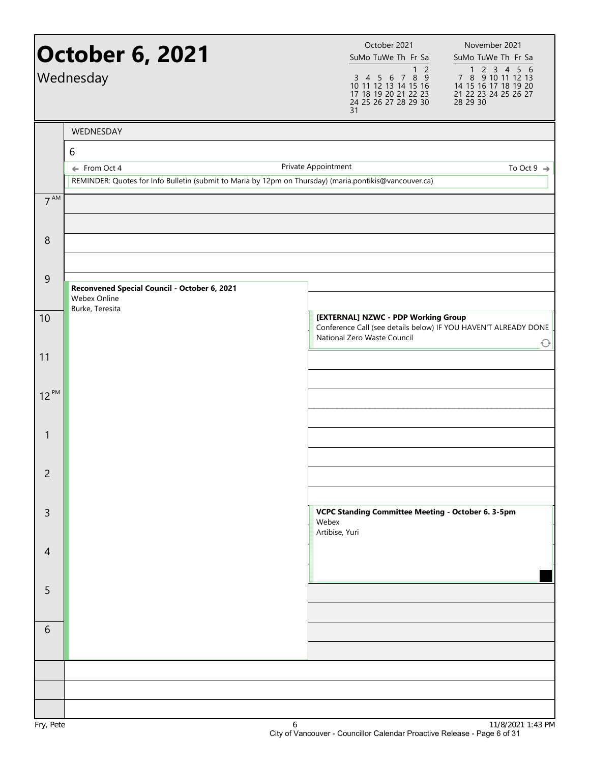# October 6, 2021

Wednesday

| October 2021 | | | | | | |
|---|---|---|---|---|---|---|
| Su | Mo | Tu | We | Th | Fr | Sa |
| | | | | | 1 | 2 |
| 3 | 4 | 5 | 6 | 7 | 8 | 9 |
| 10 | 11 | 12 | 13 | 14 | 15 | 16 |
| 17 | 18 | 19 | 20 | 21 | 22 | 23 |
| 24 | 25 | 26 | 27 | 28 | 29 | 30 |
| 31 | | | | | | |

| November 2021 | | | | | | |
|---|---|---|---|---|---|---|
| Su | Mo | Tu | We | Th | Fr | Sa |
| | 1 | 2 | 3 | 4 | 5 | 6 |
| 7 | 8 | 9 | 10 | 11 | 12 | 13 |
| 14 | 15 | 16 | 17 | 18 | 19 | 20 |
| 21 | 22 | 23 | 24 | 25 | 26 | 27 |
| 28 | 29 | 30 | | | | |

## WEDNESDAY 6

← From Oct 4 — Private Appointment — To Oct 9 →

REMINDER: Quotes for Info Bulletin (submit to Maria by 12pm on Thursday) (maria.pontikis@vancouver.ca)

| Time | Event |
|---|---|
| 9:30 AM – 6:30 PM | **Reconvened Special Council - October 6, 2021**<br>Webex Online<br>Burke, Teresita |
| 10 AM – 11 AM | **[EXTERNAL] NZWC - PDP Working Group**<br>Conference Call (see details below) IF YOU HAVEN'T ALREADY DONE<br>National Zero Waste Council |
| 3 PM – 5 PM | **VCPC Standing Committee Meeting - October 6. 3-5pm**<br>Webex<br>Artibise, Yuri |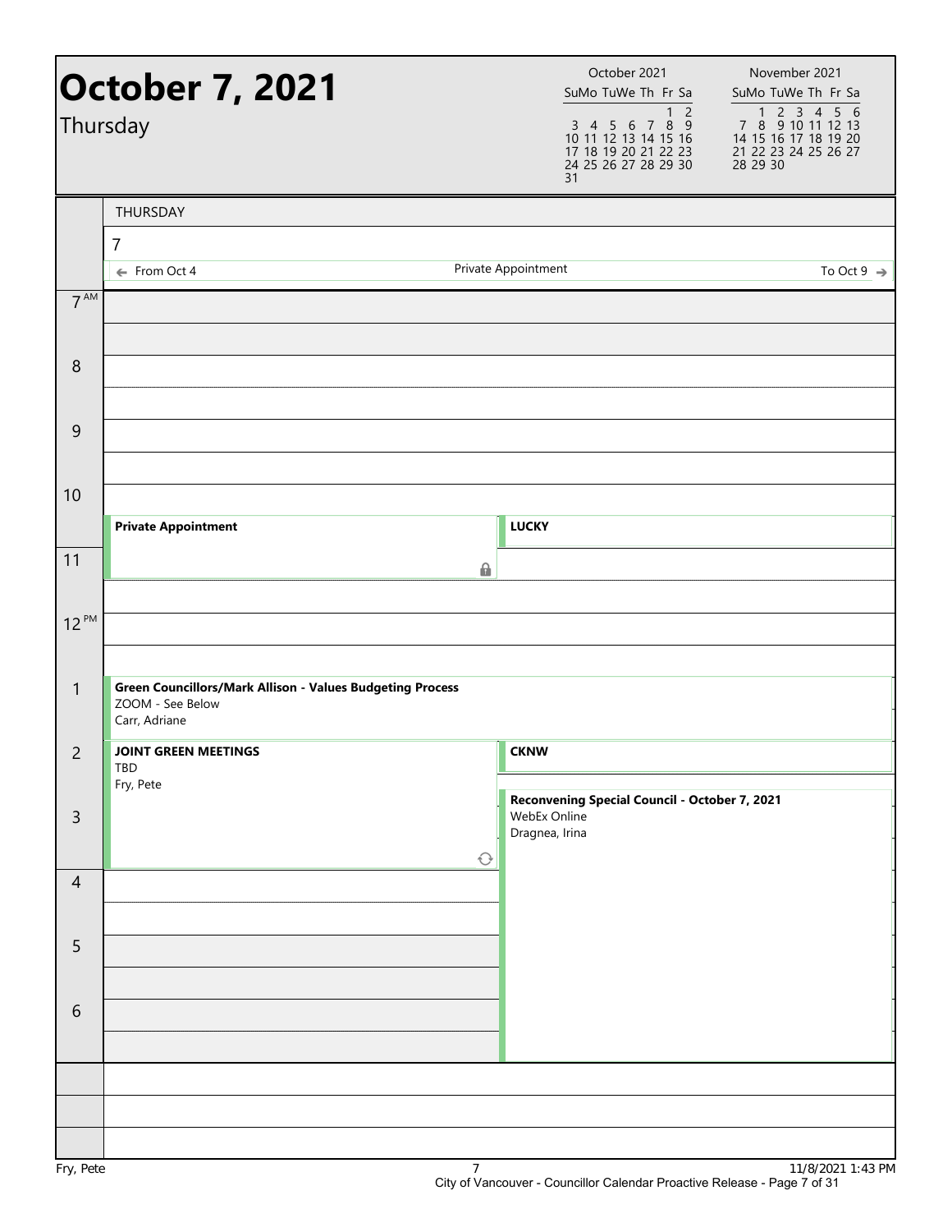# October 7, 2021

Thursday

| October 2021 | | | | | | |
|---|---|---|---|---|---|---|
| Su | Mo | Tu | We | Th | Fr | Sa |
| | | | | | 1 | 2 |
| 3 | 4 | 5 | 6 | 7 | 8 | 9 |
| 10 | 11 | 12 | 13 | 14 | 15 | 16 |
| 17 | 18 | 19 | 20 | 21 | 22 | 23 |
| 24 | 25 | 26 | 27 | 28 | 29 | 30 |
| 31 | | | | | | |

| November 2021 | | | | | | |
|---|---|---|---|---|---|---|
| Su | Mo | Tu | We | Th | Fr | Sa |
| | 1 | 2 | 3 | 4 | 5 | 6 |
| 7 | 8 | 9 | 10 | 11 | 12 | 13 |
| 14 | 15 | 16 | 17 | 18 | 19 | 20 |
| 21 | 22 | 23 | 24 | 25 | 26 | 27 |
| 28 | 29 | 30 | | | | |

THURSDAY

7

← From Oct 4 — Private Appointment — To Oct 9 →

| Time | Events |
|---|---|
| 7 AM | |
| 8 | |
| 9 | |
| 10 | **Private Appointment** (10:30–11:30) ; **LUCKY** (10:30–11:00) |
| 11 | |
| 12 PM | |
| 1 | **Green Councillors/Mark Allison - Values Budgeting Process** ZOOM - See Below; Carr, Adriane |
| 2 | **JOINT GREEN MEETINGS** TBD; Fry, Pete (2:00–4:00) ; **CKNW** (2:00–2:30) |
| 3 | **Reconvening Special Council - October 7, 2021** WebEx Online; Dragnea, Irina (2:45–7:00) |
| 4 | |
| 5 | |
| 6 | |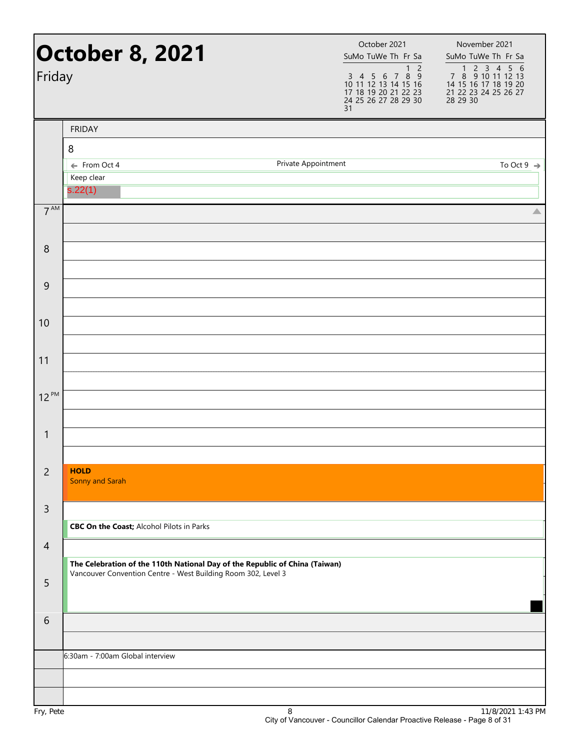# October 8, 2021

Friday

| October 2021 | | | | | | |
|---|---|---|---|---|---|---|
| Su | Mo | Tu | We | Th | Fr | Sa |
| | | | | | 1 | 2 |
| 3 | 4 | 5 | 6 | 7 | 8 | 9 |
| 10 | 11 | 12 | 13 | 14 | 15 | 16 |
| 17 | 18 | 19 | 20 | 21 | 22 | 23 |
| 24 | 25 | 26 | 27 | 28 | 29 | 30 |
| 31 | | | | | | |

| November 2021 | | | | | | |
|---|---|---|---|---|---|---|
| Su | Mo | Tu | We | Th | Fr | Sa |
| | 1 | 2 | 3 | 4 | 5 | 6 |
| 7 | 8 | 9 | 10 | 11 | 12 | 13 |
| 14 | 15 | 16 | 17 | 18 | 19 | 20 |
| 21 | 22 | 23 | 24 | 25 | 26 | 27 |
| 28 | 29 | 30 | | | | |

FRIDAY

8

← From Oct 4 — Private Appointment — To Oct 9 →

Keep clear

s.22(1)

| Time | Event |
|---|---|
| 7 AM | |
| 8 | |
| 9 | |
| 10 | |
| 11 | |
| 12 PM | |
| 1 | |
| 2 | **HOLD** Sonny and Sarah |
| 3:30 | **CBC On the Coast;** Alcohol Pilots in Parks |
| 4:30 | **The Celebration of the 110th National Day of the Republic of China (Taiwan)** Vancouver Convention Centre - West Building Room 302, Level 3 |
| 6 | |

6:30am - 7:00am Global interview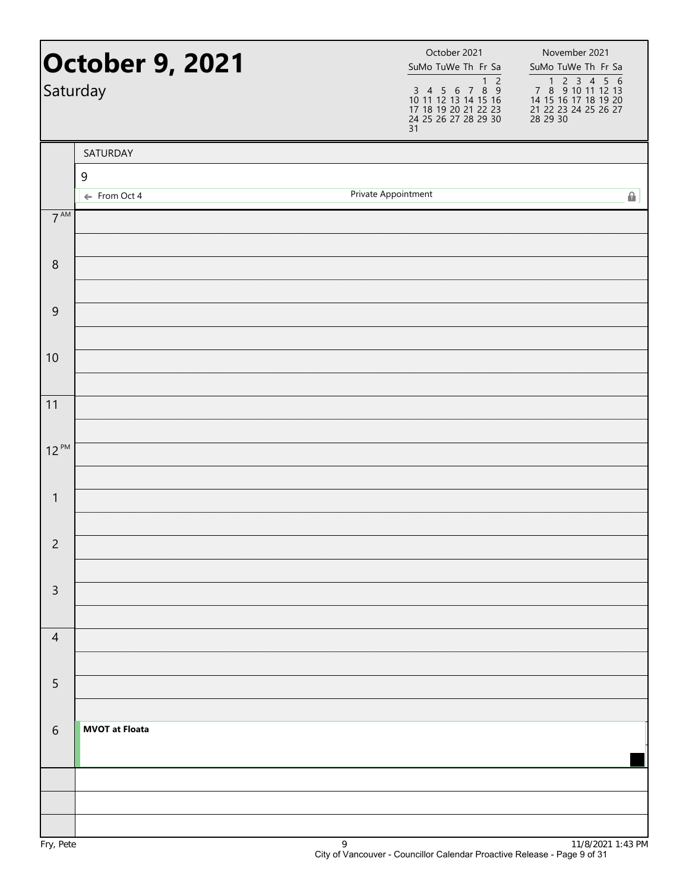# October 9, 2021

Saturday

| October 2021 | | | | | | |
|---|---|---|---|---|---|---|
| Su | Mo | Tu | We | Th | Fr | Sa |
| | | | | | 1 | 2 |
| 3 | 4 | 5 | 6 | 7 | 8 | 9 |
| 10 | 11 | 12 | 13 | 14 | 15 | 16 |
| 17 | 18 | 19 | 20 | 21 | 22 | 23 |
| 24 | 25 | 26 | 27 | 28 | 29 | 30 |
| 31 | | | | | | |

| November 2021 | | | | | | |
|---|---|---|---|---|---|---|
| Su | Mo | Tu | We | Th | Fr | Sa |
| | 1 | 2 | 3 | 4 | 5 | 6 |
| 7 | 8 | 9 | 10 | 11 | 12 | 13 |
| 14 | 15 | 16 | 17 | 18 | 19 | 20 |
| 21 | 22 | 23 | 24 | 25 | 26 | 27 |
| 28 | 29 | 30 | | | | |

SATURDAY

9

← From Oct 4 — Private Appointment

| Time | Event |
|---|---|
| 7 AM | |
| 8 | |
| 9 | |
| 10 | |
| 11 | |
| 12 PM | |
| 1 | |
| 2 | |
| 3 | |
| 4 | |
| 5 | |
| 6 | **MVOT at Floata** |

Fry, Pete

11/8/2021 1:43 PM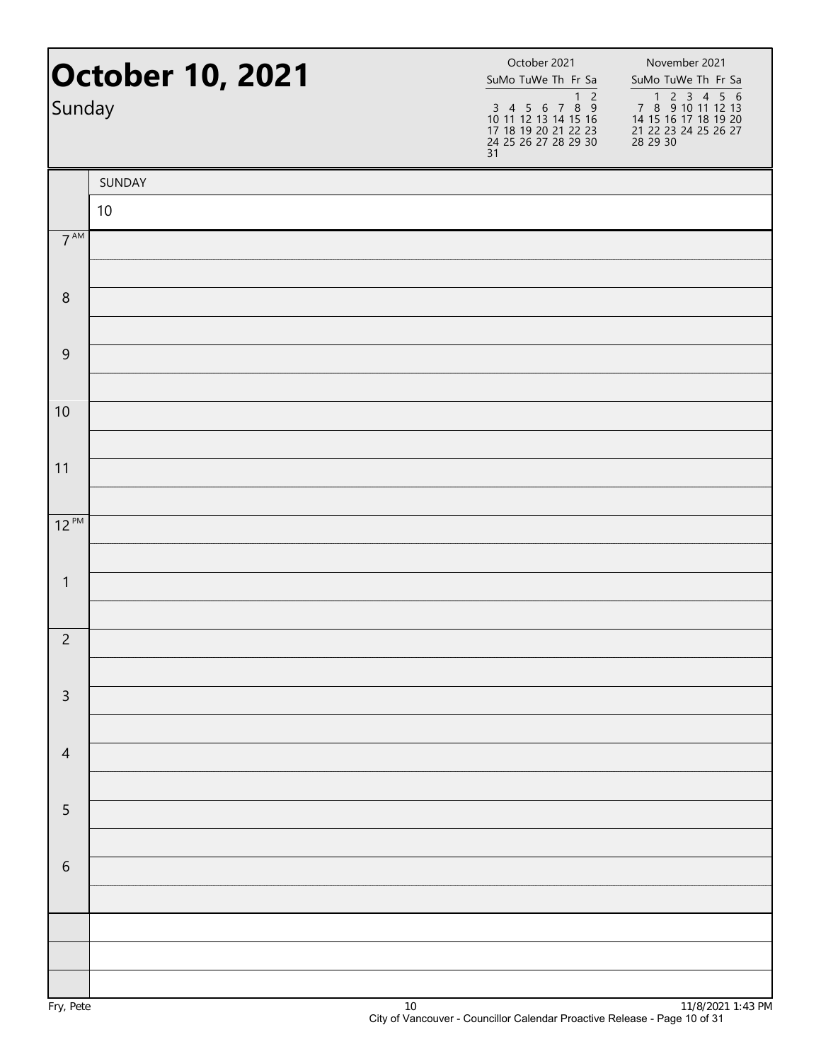# October 10, 2021

Sunday

| October 2021 | | | | | | |
|---|---|---|---|---|---|---|
| Su | Mo | Tu | We | Th | Fr | Sa |
| | | | | | 1 | 2 |
| 3 | 4 | 5 | 6 | 7 | 8 | 9 |
| 10 | 11 | 12 | 13 | 14 | 15 | 16 |
| 17 | 18 | 19 | 20 | 21 | 22 | 23 |
| 24 | 25 | 26 | 27 | 28 | 29 | 30 |
| 31 | | | | | | |

| November 2021 | | | | | | |
|---|---|---|---|---|---|---|
| Su | Mo | Tu | We | Th | Fr | Sa |
| | 1 | 2 | 3 | 4 | 5 | 6 |
| 7 | 8 | 9 | 10 | 11 | 12 | 13 |
| 14 | 15 | 16 | 17 | 18 | 19 | 20 |
| 21 | 22 | 23 | 24 | 25 | 26 | 27 |
| 28 | 29 | 30 | | | | |

| | SUNDAY |
|---|---|
| | 10 |
| 7 AM | |
| | |
| 8 | |
| | |
| 9 | |
| | |
| 10 | |
| | |
| 11 | |
| | |
| 12 PM | |
| | |
| 1 | |
| | |
| 2 | |
| | |
| 3 | |
| | |
| 4 | |
| | |
| 5 | |
| | |
| 6 | |
| | |
| | |
| | |
| | |

Fry, Pete — 11/8/2021 1:43 PM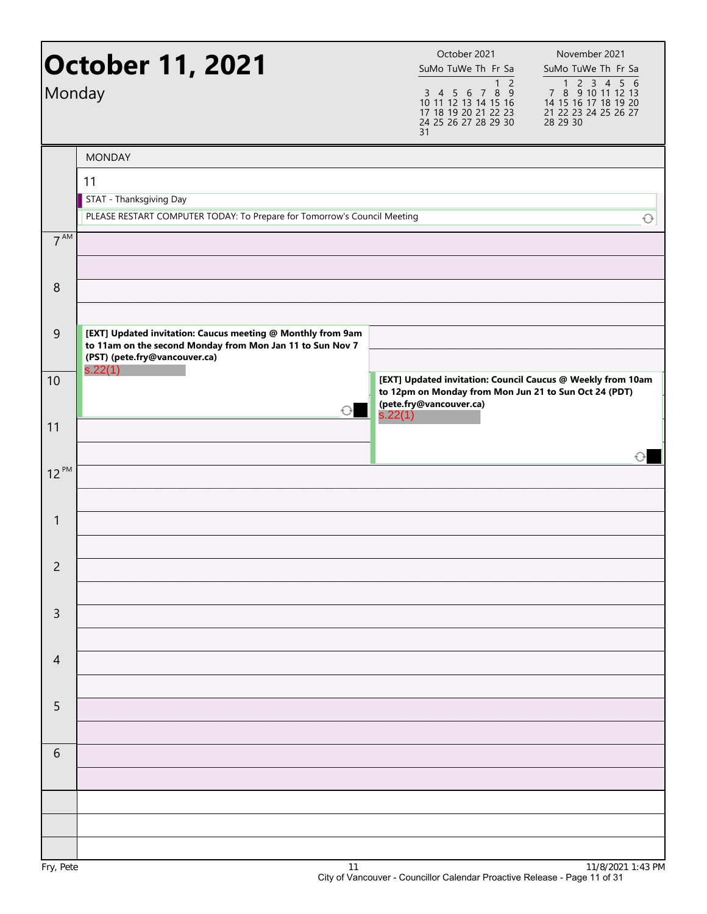# October 11, 2021

Monday

**MONDAY**

11

STAT - Thanksgiving Day

PLEASE RESTART COMPUTER TODAY: To Prepare for Tomorrow's Council Meeting

| Time | Event |
|---|---|
| 7 AM | |
| 8 | |
| 9 | **[EXT] Updated invitation: Caucus meeting @ Monthly from 9am to 11am on the second Monday from Mon Jan 11 to Sun Nov 7 (PST) (pete.fry@vancouver.ca)** s.22(1) |
| 10 | **[EXT] Updated invitation: Council Caucus @ Weekly from 10am to 12pm on Monday from Mon Jun 21 to Sun Oct 24 (PDT) (pete.fry@vancouver.ca)** s.22(1) |
| 11 | |
| 12 PM | |
| 1 | |
| 2 | |
| 3 | |
| 4 | |
| 5 | |
| 6 | |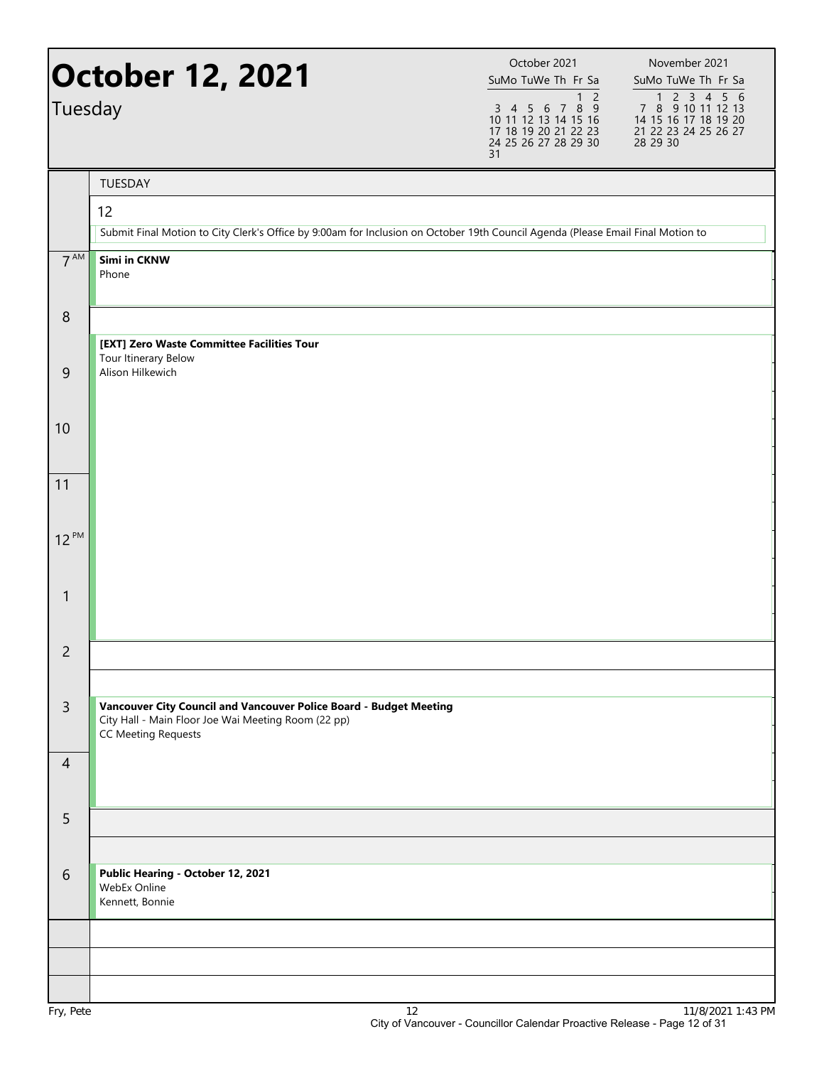# October 12, 2021

Tuesday

| October 2021 | | | | | | |
|---|---|---|---|---|---|---|
| Su | Mo | Tu | We | Th | Fr | Sa |
| | | | | | 1 | 2 |
| 3 | 4 | 5 | 6 | 7 | 8 | 9 |
| 10 | 11 | 12 | 13 | 14 | 15 | 16 |
| 17 | 18 | 19 | 20 | 21 | 22 | 23 |
| 24 | 25 | 26 | 27 | 28 | 29 | 30 |
| 31 | | | | | | |

| November 2021 | | | | | | |
|---|---|---|---|---|---|---|
| Su | Mo | Tu | We | Th | Fr | Sa |
| | 1 | 2 | 3 | 4 | 5 | 6 |
| 7 | 8 | 9 | 10 | 11 | 12 | 13 |
| 14 | 15 | 16 | 17 | 18 | 19 | 20 |
| 21 | 22 | 23 | 24 | 25 | 26 | 27 |
| 28 | 29 | 30 | | | | |

TUESDAY

12

Submit Final Motion to City Clerk's Office by 9:00am for Inclusion on October 19th Council Agenda (Please Email Final Motion to

| Time | Event |
|---|---|
| 7 AM | **Simi in CKNW**<br>Phone |
| 8 | |
| 8:30 | **[EXT] Zero Waste Committee Facilities Tour**<br>Tour Itinerary Below<br>Alison Hilkewich |
| 9 | |
| 10 | |
| 11 | |
| 12 PM | |
| 1 | |
| 2 | |
| 3 | **Vancouver City Council and Vancouver Police Board - Budget Meeting**<br>City Hall - Main Floor Joe Wai Meeting Room (22 pp)<br>CC Meeting Requests |
| 4 | |
| 5 | |
| 6 | **Public Hearing - October 12, 2021**<br>WebEx Online<br>Kennett, Bonnie |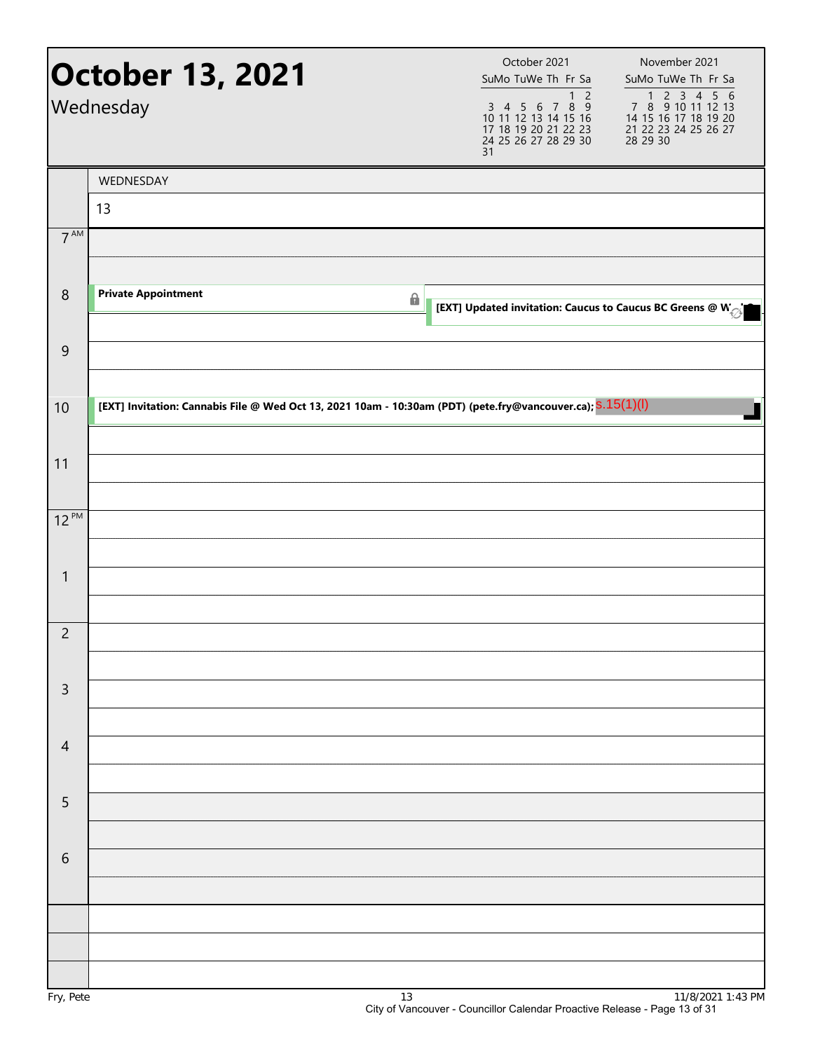# October 13, 2021

Wednesday

| October 2021 | | | | | | |
|---|---|---|---|---|---|---|
| Su | Mo | Tu | We | Th | Fr | Sa |
| | | | | | 1 | 2 |
| 3 | 4 | 5 | 6 | 7 | 8 | 9 |
| 10 | 11 | 12 | 13 | 14 | 15 | 16 |
| 17 | 18 | 19 | 20 | 21 | 22 | 23 |
| 24 | 25 | 26 | 27 | 28 | 29 | 30 |
| 31 | | | | | | |

| November 2021 | | | | | | |
|---|---|---|---|---|---|---|
| Su | Mo | Tu | We | Th | Fr | Sa |
| | 1 | 2 | 3 | 4 | 5 | 6 |
| 7 | 8 | 9 | 10 | 11 | 12 | 13 |
| 14 | 15 | 16 | 17 | 18 | 19 | 20 |
| 21 | 22 | 23 | 24 | 25 | 26 | 27 |
| 28 | 29 | 30 | | | | |

WEDNESDAY 13

| Time | Events |
|---|---|
| 7 AM | |
| 8 | **Private Appointment**; **[EXT] Updated invitation: Caucus to Caucus BC Greens @ W...** |
| 9 | |
| 10 | **[EXT] Invitation: Cannabis File @ Wed Oct 13, 2021 10am - 10:30am (PDT) (pete.fry@vancouver.ca);** s.15(1)(l) |
| 11 | |
| 12 PM | |
| 1 | |
| 2 | |
| 3 | |
| 4 | |
| 5 | |
| 6 | |

Fry, Pete — 11/8/2021 1:43 PM

City of Vancouver - Councillor Calendar Proactive Release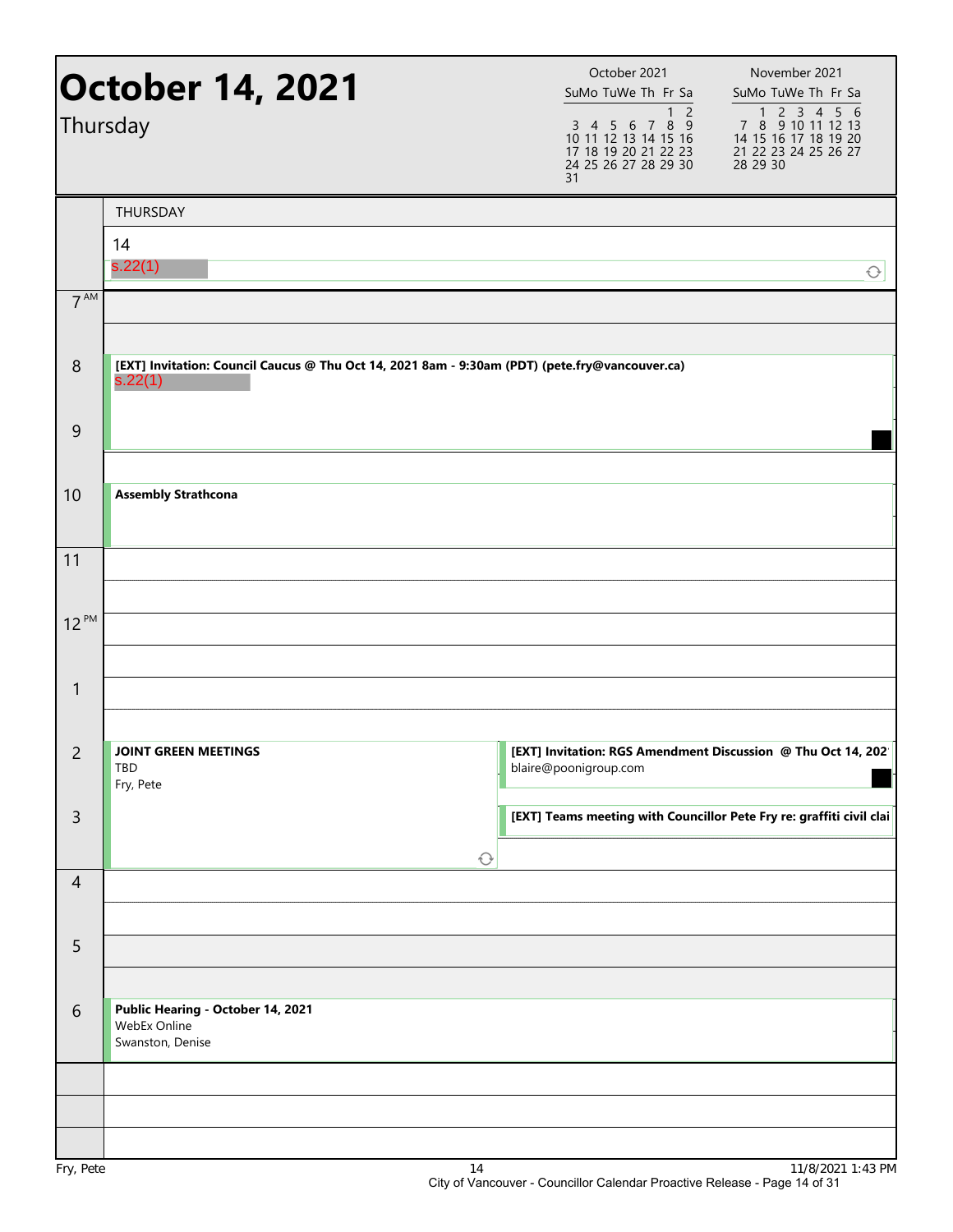# October 14, 2021

Thursday

| October 2021 | | | | | | |
|---|---|---|---|---|---|---|
| Su | Mo | Tu | We | Th | Fr | Sa |
| | | | | | 1 | 2 |
| 3 | 4 | 5 | 6 | 7 | 8 | 9 |
| 10 | 11 | 12 | 13 | 14 | 15 | 16 |
| 17 | 18 | 19 | 20 | 21 | 22 | 23 |
| 24 | 25 | 26 | 27 | 28 | 29 | 30 |
| 31 | | | | | | |

| November 2021 | | | | | | |
|---|---|---|---|---|---|---|
| Su | Mo | Tu | We | Th | Fr | Sa |
| | 1 | 2 | 3 | 4 | 5 | 6 |
| 7 | 8 | 9 | 10 | 11 | 12 | 13 |
| 14 | 15 | 16 | 17 | 18 | 19 | 20 |
| 21 | 22 | 23 | 24 | 25 | 26 | 27 |
| 28 | 29 | 30 | | | | |

THURSDAY

14

s.22(1)

| Time | Event |
|---|---|
| 7 AM | |
| 8 | **[EXT] Invitation: Council Caucus @ Thu Oct 14, 2021 8am - 9:30am (PDT) (pete.fry@vancouver.ca)** s.22(1) |
| 9 | |
| 10 | **Assembly Strathcona** |
| 11 | |
| 12 PM | |
| 1 | |
| 2 | **JOINT GREEN MEETINGS** TBD Fry, Pete |
| 2 | **[EXT] Invitation: RGS Amendment Discussion @ Thu Oct 14, 202** blaire@poonigroup.com |
| 3 | **[EXT] Teams meeting with Councillor Pete Fry re: graffiti civil clai** |
| 4 | |
| 5 | |
| 6 | **Public Hearing - October 14, 2021** WebEx Online Swanston, Denise |

Fry, Pete

11/8/2021 1:43 PM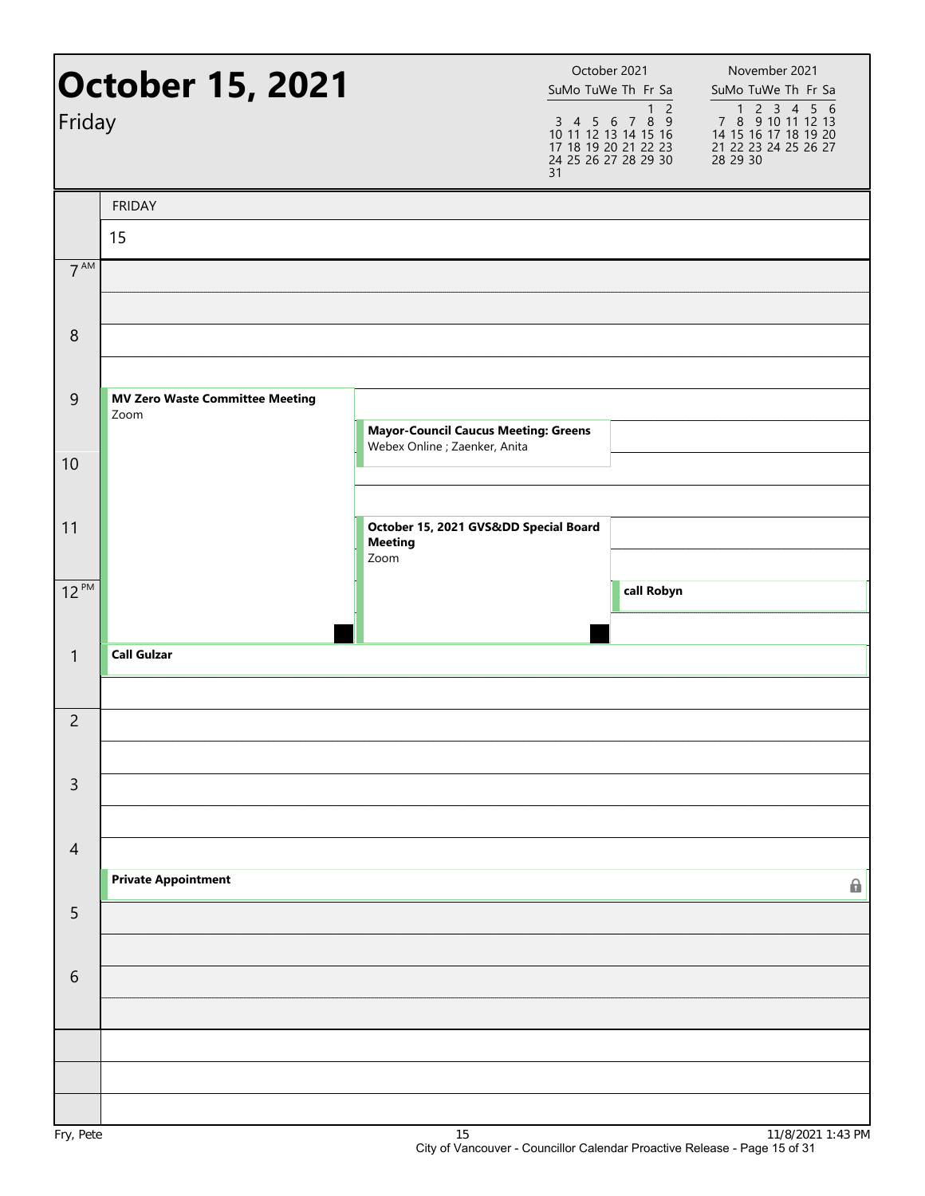# October 15, 2021

Friday

| October 2021 | | | | | | |
|---|---|---|---|---|---|---|
| Su | Mo | Tu | We | Th | Fr | Sa |
| | | | | | 1 | 2 |
| 3 | 4 | 5 | 6 | 7 | 8 | 9 |
| 10 | 11 | 12 | 13 | 14 | 15 | 16 |
| 17 | 18 | 19 | 20 | 21 | 22 | 23 |
| 24 | 25 | 26 | 27 | 28 | 29 | 30 |
| 31 | | | | | | |

| November 2021 | | | | | | |
|---|---|---|---|---|---|---|
| Su | Mo | Tu | We | Th | Fr | Sa |
| | 1 | 2 | 3 | 4 | 5 | 6 |
| 7 | 8 | 9 | 10 | 11 | 12 | 13 |
| 14 | 15 | 16 | 17 | 18 | 19 | 20 |
| 21 | 22 | 23 | 24 | 25 | 26 | 27 |
| 28 | 29 | 30 | | | | |

FRIDAY 15

| Time | Events |
|---|---|
| 7 AM | |
| 8 | |
| 9 | **MV Zero Waste Committee Meeting** Zoom |
| 9:30 | **Mayor-Council Caucus Meeting: Greens** Webex Online ; Zaenker, Anita |
| 10 | |
| 11 | **October 15, 2021 GVS&DD Special Board Meeting** Zoom |
| 12 PM | **call Robyn** |
| 1 | **Call Gulzar** |
| 2 | |
| 3 | |
| 4 | |
| 4:30 | **Private Appointment** |
| 5 | |
| 6 | |

Fry, Pete

11/8/2021 1:43 PM

City of Vancouver - Councillor Calendar Proactive Release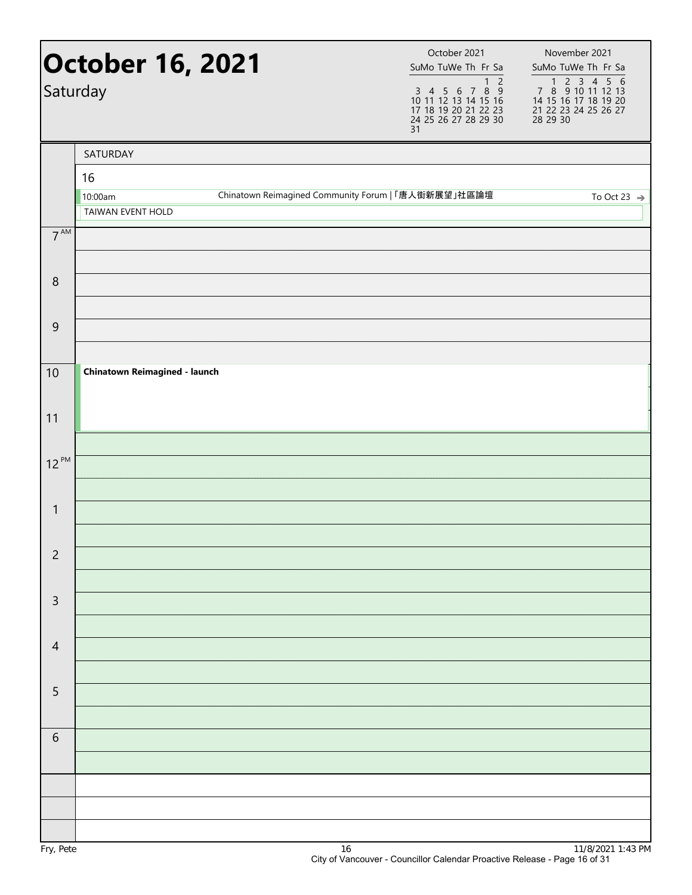# October 16, 2021

Saturday

| October 2021 | | | | | | |
|---|---|---|---|---|---|---|
| Su | Mo | Tu | We | Th | Fr | Sa |
| | | | | | 1 | 2 |
| 3 | 4 | 5 | 6 | 7 | 8 | 9 |
| 10 | 11 | 12 | 13 | 14 | 15 | 16 |
| 17 | 18 | 19 | 20 | 21 | 22 | 23 |
| 24 | 25 | 26 | 27 | 28 | 29 | 30 |
| 31 | | | | | | |

| November 2021 | | | | | | |
|---|---|---|---|---|---|---|
| Su | Mo | Tu | We | Th | Fr | Sa |
| | 1 | 2 | 3 | 4 | 5 | 6 |
| 7 | 8 | 9 | 10 | 11 | 12 | 13 |
| 14 | 15 | 16 | 17 | 18 | 19 | 20 |
| 21 | 22 | 23 | 24 | 25 | 26 | 27 |
| 28 | 29 | 30 | | | | |

SATURDAY

16

10:00am Chinatown Reimagined Community Forum | 「唐人街新展望」社區論壇 To Oct 23

TAIWAN EVENT HOLD

| Time | Event |
|---|---|
| 7 AM | |
| 8 | |
| 9 | |
| 10 | **Chinatown Reimagined - launch** |
| 11 | |
| 12 PM | |
| 1 | |
| 2 | |
| 3 | |
| 4 | |
| 5 | |
| 6 | |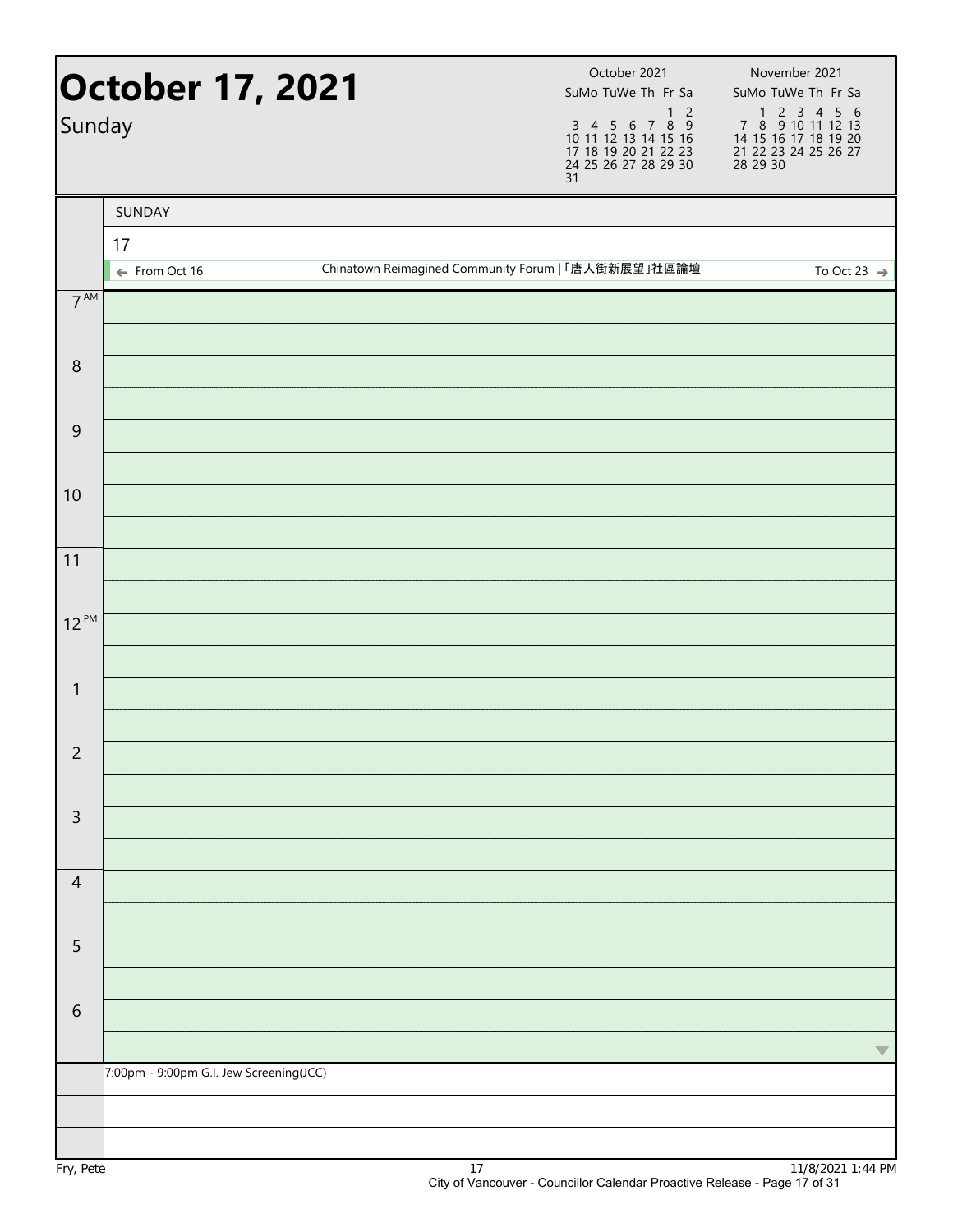# October 17, 2021

Sunday

October 2021

| Su | Mo | Tu | We | Th | Fr | Sa |
|---|---|---|---|---|---|---|
| | | | | | 1 | 2 |
| 3 | 4 | 5 | 6 | 7 | 8 | 9 |
| 10 | 11 | 12 | 13 | 14 | 15 | 16 |
| 17 | 18 | 19 | 20 | 21 | 22 | 23 |
| 24 | 25 | 26 | 27 | 28 | 29 | 30 |
| 31 | | | | | | |

November 2021

| Su | Mo | Tu | We | Th | Fr | Sa |
|---|---|---|---|---|---|---|
| | 1 | 2 | 3 | 4 | 5 | 6 |
| 7 | 8 | 9 | 10 | 11 | 12 | 13 |
| 14 | 15 | 16 | 17 | 18 | 19 | 20 |
| 21 | 22 | 23 | 24 | 25 | 26 | 27 |
| 28 | 29 | 30 | | | | |

SUNDAY

17

← From Oct 16 Chinatown Reimagined Community Forum |「唐人街新展望」社區論壇 To Oct 23 →

7 AM

8

9

10

11

12 PM

1

2

3

4

5

6

7:00pm - 9:00pm G.I. Jew Screening(JCC)

Fry, Pete

11/8/2021 1:44 PM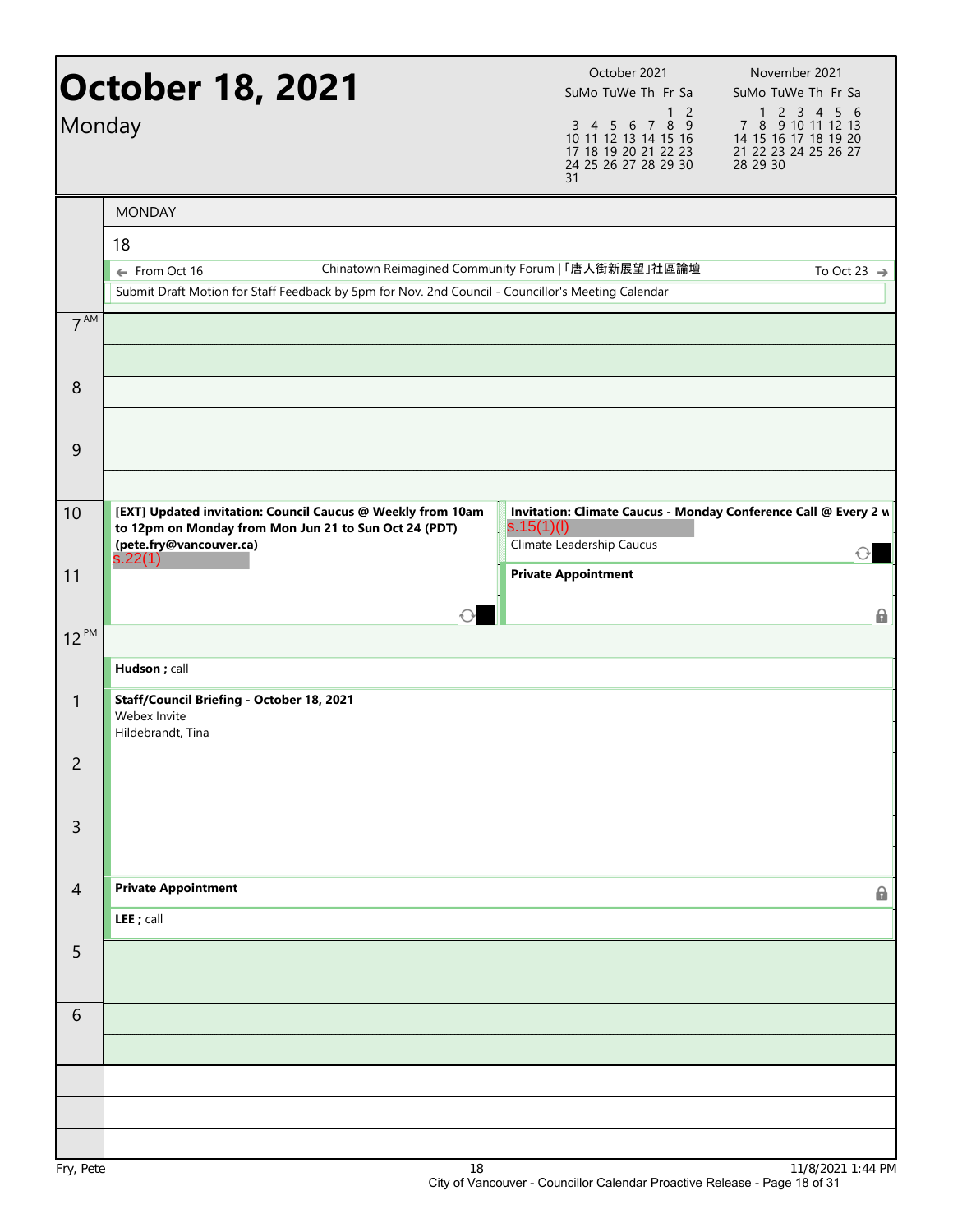# October 18, 2021

## Monday

| October 2021 | | | | | | |
|---|---|---|---|---|---|---|
| Su | Mo | Tu | We | Th | Fr | Sa |
| | | | | | 1 | 2 |
| 3 | 4 | 5 | 6 | 7 | 8 | 9 |
| 10 | 11 | 12 | 13 | 14 | 15 | 16 |
| 17 | 18 | 19 | 20 | 21 | 22 | 23 |
| 24 | 25 | 26 | 27 | 28 | 29 | 30 |
| 31 | | | | | | |

| November 2021 | | | | | | |
|---|---|---|---|---|---|---|
| Su | Mo | Tu | We | Th | Fr | Sa |
| | 1 | 2 | 3 | 4 | 5 | 6 |
| 7 | 8 | 9 | 10 | 11 | 12 | 13 |
| 14 | 15 | 16 | 17 | 18 | 19 | 20 |
| 21 | 22 | 23 | 24 | 25 | 26 | 27 |
| 28 | 29 | 30 | | | | |

MONDAY

18

← From Oct 16 — Chinatown Reimagined Community Forum |「唐人街新展望」社區論壇 — To Oct 23 →

Submit Draft Motion for Staff Feedback by 5pm for Nov. 2nd Council - Councillor's Meeting Calendar

| Time | Event |
|---|---|
| 7 AM | |
| 8 | |
| 9 | |
| 10 | **[EXT] Updated invitation: Council Caucus @ Weekly from 10am to 12pm on Monday from Mon Jun 21 to Sun Oct 24 (PDT) (pete.fry@vancouver.ca)** s.22(1) |
| 10 | **Invitation: Climate Caucus - Monday Conference Call @ Every 2 w** s.15(1)(l) Climate Leadership Caucus |
| 11 | **Private Appointment** |
| 12 PM | **Hudson ; call** |
| 1 | **Staff/Council Briefing - October 18, 2021** Webex Invite Hildebrandt, Tina |
| 2 | |
| 3 | |
| 4 | **Private Appointment** |
| 4 | **LEE ; call** |
| 5 | |
| 6 | |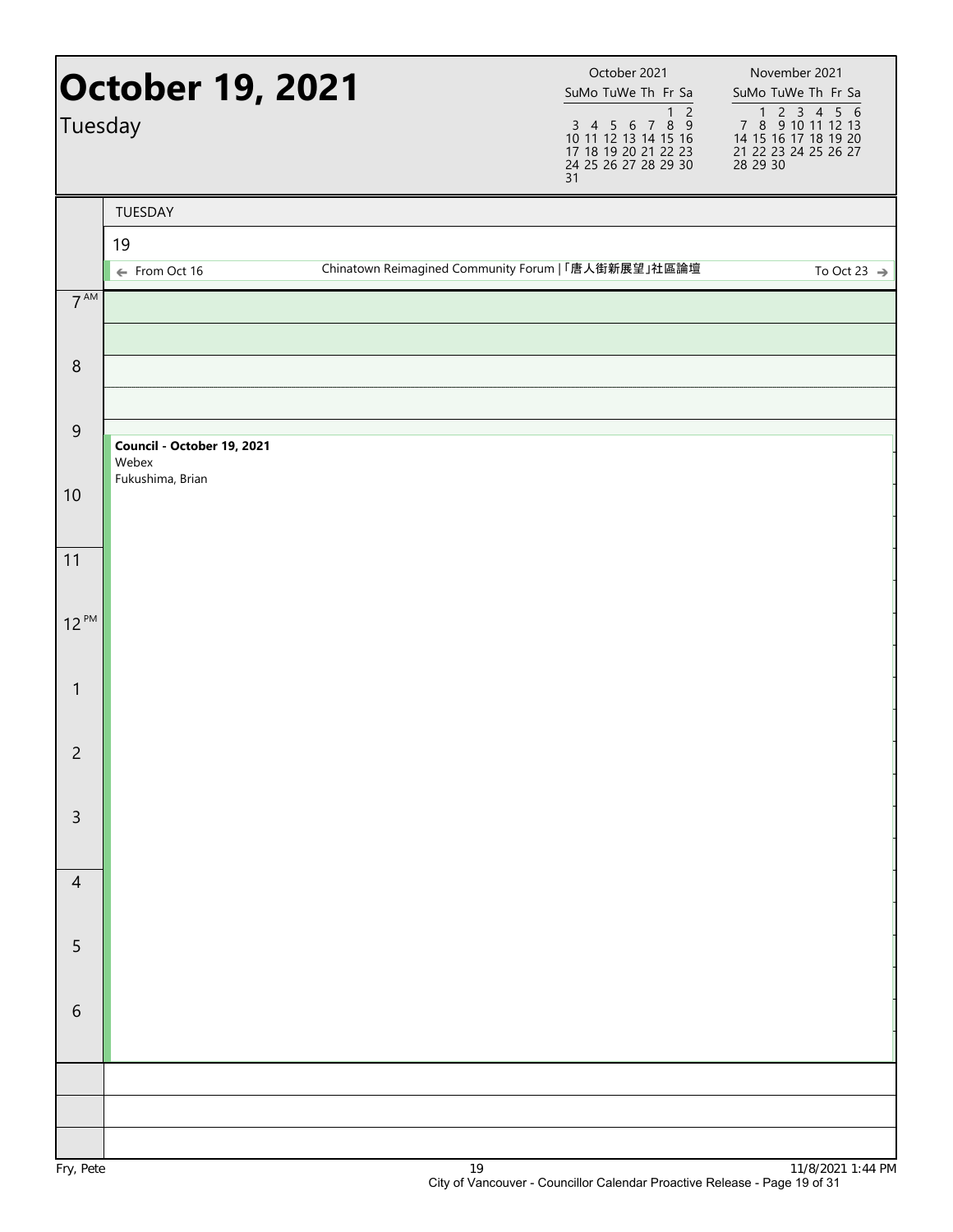# October 19, 2021

Tuesday

| October 2021 | | | | | | |
|---|---|---|---|---|---|---|
| Su | Mo | Tu | We | Th | Fr | Sa |
| | | | | | 1 | 2 |
| 3 | 4 | 5 | 6 | 7 | 8 | 9 |
| 10 | 11 | 12 | 13 | 14 | 15 | 16 |
| 17 | 18 | 19 | 20 | 21 | 22 | 23 |
| 24 | 25 | 26 | 27 | 28 | 29 | 30 |
| 31 | | | | | | |

| November 2021 | | | | | | |
|---|---|---|---|---|---|---|
| Su | Mo | Tu | We | Th | Fr | Sa |
| | 1 | 2 | 3 | 4 | 5 | 6 |
| 7 | 8 | 9 | 10 | 11 | 12 | 13 |
| 14 | 15 | 16 | 17 | 18 | 19 | 20 |
| 21 | 22 | 23 | 24 | 25 | 26 | 27 |
| 28 | 29 | 30 | | | | |

TUESDAY

19

← From Oct 16 — Chinatown Reimagined Community Forum |「唐人街新展望」社區論壇 — To Oct 23 →

| Time | Event |
|---|---|
| 7 AM | |
| 8 | |
| 9 | **Council - October 19, 2021**<br>Webex<br>Fukushima, Brian |
| 10 | |
| 11 | |
| 12 PM | |
| 1 | |
| 2 | |
| 3 | |
| 4 | |
| 5 | |
| 6 | |

Fry, Pete — 11/8/2021 1:44 PM

City of Vancouver - Councillor Calendar Proactive Release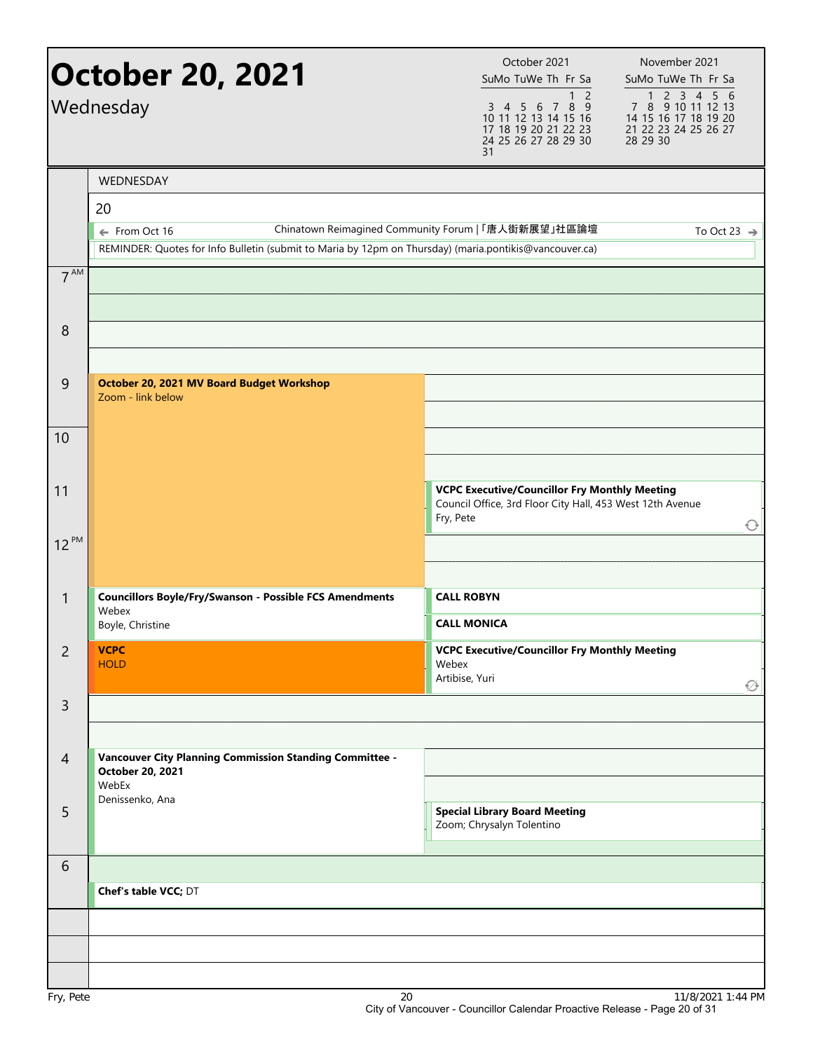# October 20, 2021

Wednesday

| October 2021 | | | | | | |
|---|---|---|---|---|---|---|
| Su | Mo | Tu | We | Th | Fr | Sa |
| | | | | | 1 | 2 |
| 3 | 4 | 5 | 6 | 7 | 8 | 9 |
| 10 | 11 | 12 | 13 | 14 | 15 | 16 |
| 17 | 18 | 19 | 20 | 21 | 22 | 23 |
| 24 | 25 | 26 | 27 | 28 | 29 | 30 |
| 31 | | | | | | |

| November 2021 | | | | | | |
|---|---|---|---|---|---|---|
| Su | Mo | Tu | We | Th | Fr | Sa |
| | 1 | 2 | 3 | 4 | 5 | 6 |
| 7 | 8 | 9 | 10 | 11 | 12 | 13 |
| 14 | 15 | 16 | 17 | 18 | 19 | 20 |
| 21 | 22 | 23 | 24 | 25 | 26 | 27 |
| 28 | 29 | 30 | | | | |

WEDNESDAY

20

← From Oct 16 — Chinatown Reimagined Community Forum |「唐人街新展望」社區論壇 — To Oct 23 →

REMINDER: Quotes for Info Bulletin (submit to Maria by 12pm on Thursday) (maria.pontikis@vancouver.ca)

| Time | Event | Details |
|---|---|---|
| 9 AM – 1 PM | **October 20, 2021 MV Board Budget Workshop** | Zoom - link below |
| 11 AM – 12 PM | **VCPC Executive/Councillor Fry Monthly Meeting** | Council Office, 3rd Floor City Hall, 453 West 12th Avenue; Fry, Pete |
| 1 PM – 2 PM | **Councillors Boyle/Fry/Swanson - Possible FCS Amendments** | Webex; Boyle, Christine |
| 1 PM | **CALL ROBYN** | |
| 1:30 PM | **CALL MONICA** | |
| 2 PM – 3 PM | **VCPC** | HOLD |
| 2 PM – 3 PM | **VCPC Executive/Councillor Fry Monthly Meeting** | Webex; Artibise, Yuri |
| 4 PM – 6 PM | **Vancouver City Planning Commission Standing Committee - October 20, 2021** | WebEx; Denissenko, Ana |
| 5 PM | **Special Library Board Meeting** | Zoom; Chrysalyn Tolentino |
| 6:30 PM | **Chef's table VCC;** DT | |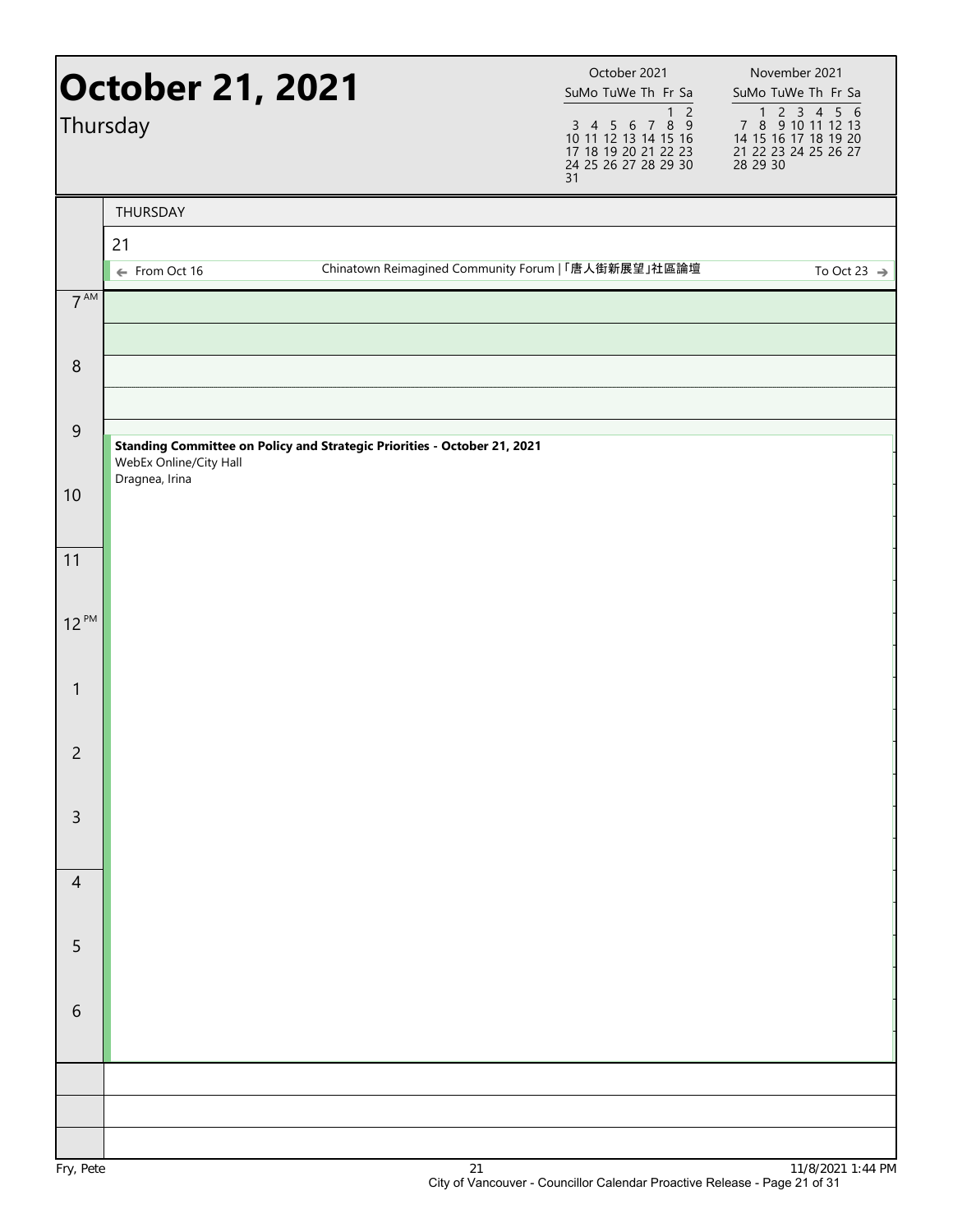# October 21, 2021

Thursday

| October 2021 | | | | | | |
|---|---|---|---|---|---|---|
| Su | Mo | Tu | We | Th | Fr | Sa |
| | | | | | 1 | 2 |
| 3 | 4 | 5 | 6 | 7 | 8 | 9 |
| 10 | 11 | 12 | 13 | 14 | 15 | 16 |
| 17 | 18 | 19 | 20 | 21 | 22 | 23 |
| 24 | 25 | 26 | 27 | 28 | 29 | 30 |
| 31 | | | | | | |

| November 2021 | | | | | | |
|---|---|---|---|---|---|---|
| Su | Mo | Tu | We | Th | Fr | Sa |
| | 1 | 2 | 3 | 4 | 5 | 6 |
| 7 | 8 | 9 | 10 | 11 | 12 | 13 |
| 14 | 15 | 16 | 17 | 18 | 19 | 20 |
| 21 | 22 | 23 | 24 | 25 | 26 | 27 |
| 28 | 29 | 30 | | | | |

THURSDAY

21

← From Oct 16 — Chinatown Reimagined Community Forum |「唐人街新展望」社區論壇 — To Oct 23 →

| Time | Event |
|---|---|
| 7 AM | |
| 8 | |
| 9 | **Standing Committee on Policy and Strategic Priorities - October 21, 2021** WebEx Online/City Hall Dragnea, Irina |
| 10 | |
| 11 | |
| 12 PM | |
| 1 | |
| 2 | |
| 3 | |
| 4 | |
| 5 | |
| 6 | |

Fry, Pete — 11/8/2021 1:44 PM

City of Vancouver - Councillor Calendar Proactive Release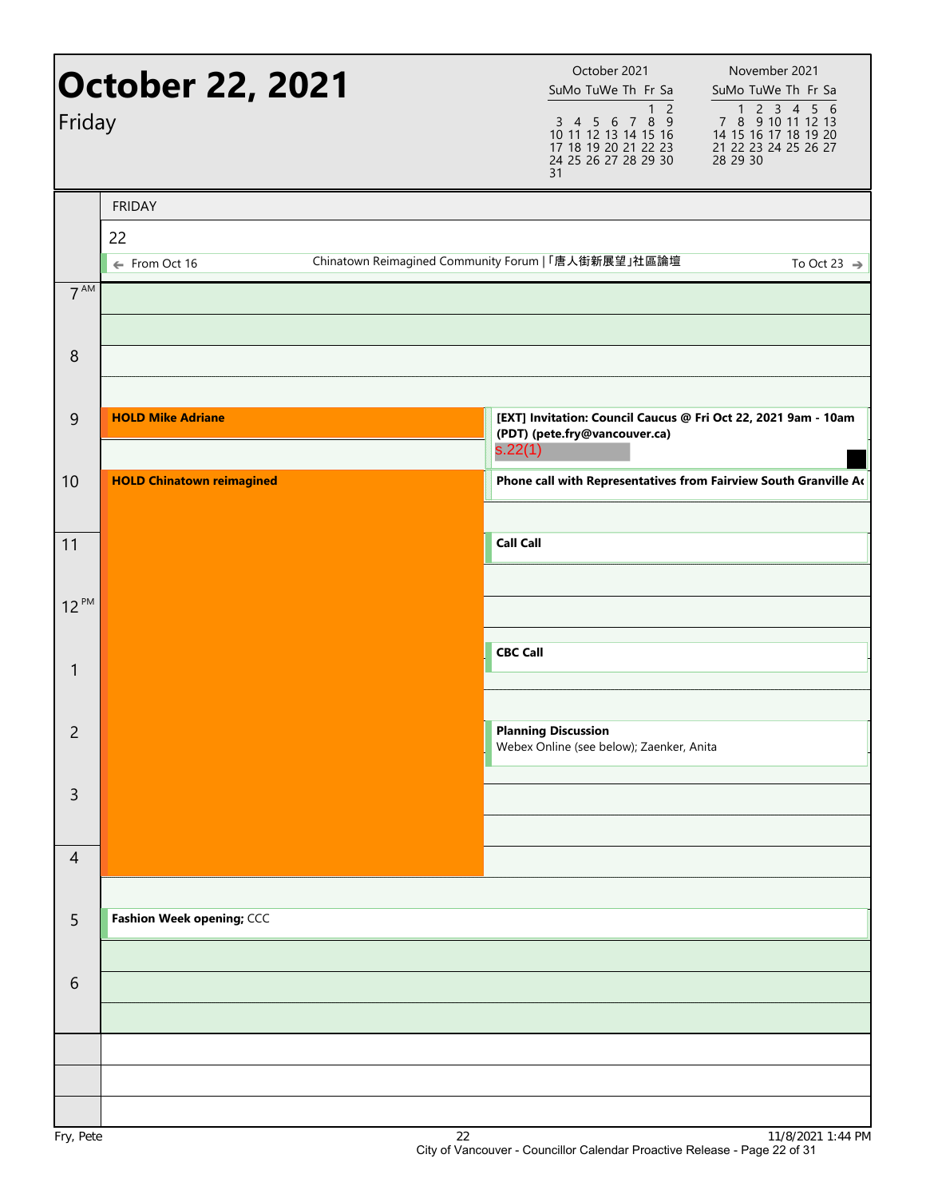# October 22, 2021

Friday

| October 2021 | | | | | | |
|---|---|---|---|---|---|---|
| Su | Mo | Tu | We | Th | Fr | Sa |
| | | | | | 1 | 2 |
| 3 | 4 | 5 | 6 | 7 | 8 | 9 |
| 10 | 11 | 12 | 13 | 14 | 15 | 16 |
| 17 | 18 | 19 | 20 | 21 | 22 | 23 |
| 24 | 25 | 26 | 27 | 28 | 29 | 30 |
| 31 | | | | | | |

| November 2021 | | | | | | |
|---|---|---|---|---|---|---|
| Su | Mo | Tu | We | Th | Fr | Sa |
| | 1 | 2 | 3 | 4 | 5 | 6 |
| 7 | 8 | 9 | 10 | 11 | 12 | 13 |
| 14 | 15 | 16 | 17 | 18 | 19 | 20 |
| 21 | 22 | 23 | 24 | 25 | 26 | 27 |
| 28 | 29 | 30 | | | | |

FRIDAY

22

← From Oct 16 — Chinatown Reimagined Community Forum |「唐人街新展望」社區論壇 — To Oct 23 →

| Time | Event | Event |
|---|---|---|
| 7 AM | | |
| 8 | | |
| 9 | **HOLD Mike Adriane** | **[EXT] Invitation: Council Caucus @ Fri Oct 22, 2021 9am - 10am (PDT) (pete.fry@vancouver.ca)** s.22(1) |
| 10 | **HOLD Chinatown reimagined** (10:00 AM – 4:30 PM) | **Phone call with Representatives from Fairview South Granville A**... |
| 11 | | **Call Call** |
| 12 PM | | |
| 12:30 PM | | **CBC Call** |
| 1 | | |
| 2 | | **Planning Discussion** Webex Online (see below); Zaenker, Anita |
| 3 | | |
| 4 | | |
| 5 | **Fashion Week opening;** CCC | |
| 6 | | |

Fry, Pete

11/8/2021 1:44 PM

City of Vancouver - Councillor Calendar Proactive Release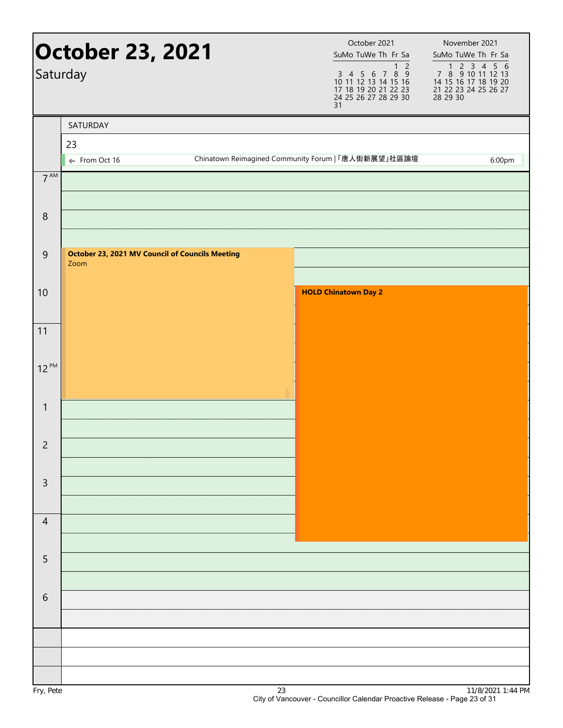# October 23, 2021

Saturday

| October 2021 | | | | | | |
|---|---|---|---|---|---|---|
| Su | Mo | Tu | We | Th | Fr | Sa |
| | | | | | 1 | 2 |
| 3 | 4 | 5 | 6 | 7 | 8 | 9 |
| 10 | 11 | 12 | 13 | 14 | 15 | 16 |
| 17 | 18 | 19 | 20 | 21 | 22 | 23 |
| 24 | 25 | 26 | 27 | 28 | 29 | 30 |
| 31 | | | | | | |

| November 2021 | | | | | | |
|---|---|---|---|---|---|---|
| Su | Mo | Tu | We | Th | Fr | Sa |
| | 1 | 2 | 3 | 4 | 5 | 6 |
| 7 | 8 | 9 | 10 | 11 | 12 | 13 |
| 14 | 15 | 16 | 17 | 18 | 19 | 20 |
| 21 | 22 | 23 | 24 | 25 | 26 | 27 |
| 28 | 29 | 30 | | | | |

SATURDAY

23

← From Oct 16 — Chinatown Reimagined Community Forum |「唐人街新展望」社區論壇 — 6:00pm

| Time | Event |
|---|---|
| 9:00 AM – 1:00 PM | **October 23, 2021 MV Council of Councils Meeting** Zoom |
| 10:00 AM – 4:30 PM | **HOLD Chinatown Day 2** |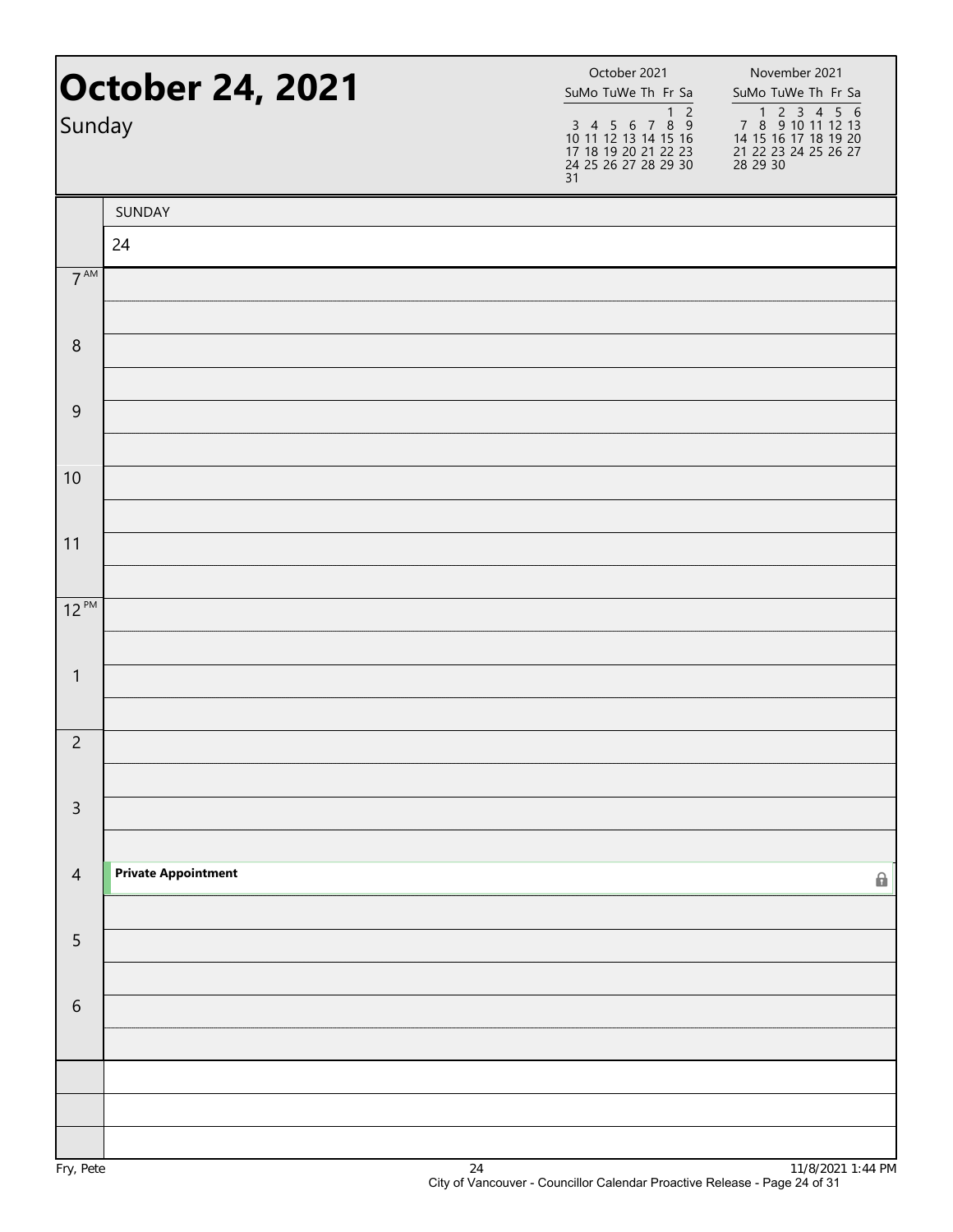# October 24, 2021

Sunday

| October 2021 | | | | | | |
|---|---|---|---|---|---|---|
| Su | Mo | Tu | We | Th | Fr | Sa |
| | | | | | 1 | 2 |
| 3 | 4 | 5 | 6 | 7 | 8 | 9 |
| 10 | 11 | 12 | 13 | 14 | 15 | 16 |
| 17 | 18 | 19 | 20 | 21 | 22 | 23 |
| 24 | 25 | 26 | 27 | 28 | 29 | 30 |
| 31 | | | | | | |

| November 2021 | | | | | | |
|---|---|---|---|---|---|---|
| Su | Mo | Tu | We | Th | Fr | Sa |
| | 1 | 2 | 3 | 4 | 5 | 6 |
| 7 | 8 | 9 | 10 | 11 | 12 | 13 |
| 14 | 15 | 16 | 17 | 18 | 19 | 20 |
| 21 | 22 | 23 | 24 | 25 | 26 | 27 |
| 28 | 29 | 30 | | | | |

| | SUNDAY 24 |
|---|---|
| 7 AM | |
| 8 | |
| 9 | |
| 10 | |
| 11 | |
| 12 PM | |
| 1 | |
| 2 | |
| 3 | |
| 4 | **Private Appointment** |
| 5 | |
| 6 | |

Fry, Pete

11/8/2021 1:44 PM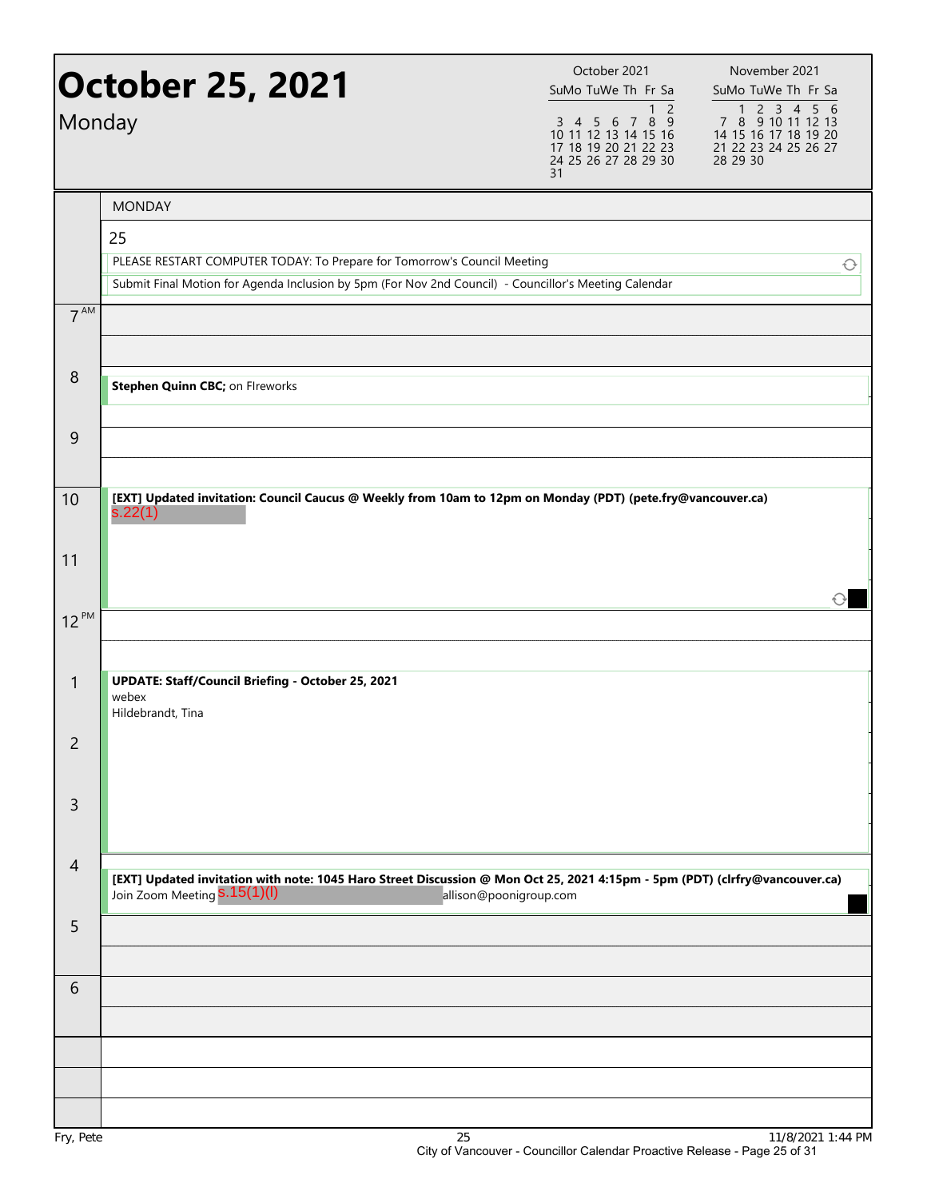# October 25, 2021

Monday

| October 2021 | | | | | | |
|---|---|---|---|---|---|---|
| Su | Mo | Tu | We | Th | Fr | Sa |
| | | | | | 1 | 2 |
| 3 | 4 | 5 | 6 | 7 | 8 | 9 |
| 10 | 11 | 12 | 13 | 14 | 15 | 16 |
| 17 | 18 | 19 | 20 | 21 | 22 | 23 |
| 24 | 25 | 26 | 27 | 28 | 29 | 30 |
| 31 | | | | | | |

| November 2021 | | | | | | |
|---|---|---|---|---|---|---|
| Su | Mo | Tu | We | Th | Fr | Sa |
| | 1 | 2 | 3 | 4 | 5 | 6 |
| 7 | 8 | 9 | 10 | 11 | 12 | 13 |
| 14 | 15 | 16 | 17 | 18 | 19 | 20 |
| 21 | 22 | 23 | 24 | 25 | 26 | 27 |
| 28 | 29 | 30 | | | | |

## MONDAY 25

- PLEASE RESTART COMPUTER TODAY: To Prepare for Tomorrow's Council Meeting
- Submit Final Motion for Agenda Inclusion by 5pm (For Nov 2nd Council) - Councillor's Meeting Calendar

**7 AM**

**8** — **Stephen Quinn CBC;** on FIreworks

**9**

**10** — **[EXT] Updated invitation: Council Caucus @ Weekly from 10am to 12pm on Monday (PDT) (pete.fry@vancouver.ca)**
s.22(1)

**11**

**12 PM**

**1** — **UPDATE: Staff/Council Briefing - October 25, 2021**
webex
Hildebrandt, Tina

**2**

**3**

**4** — **[EXT] Updated invitation with note: 1045 Haro Street Discussion @ Mon Oct 25, 2021 4:15pm - 5pm (PDT) (clrfry@vancouver.ca)**
Join Zoom Meeting s.15(1)(l) allison@poonigroup.com

**5**

**6**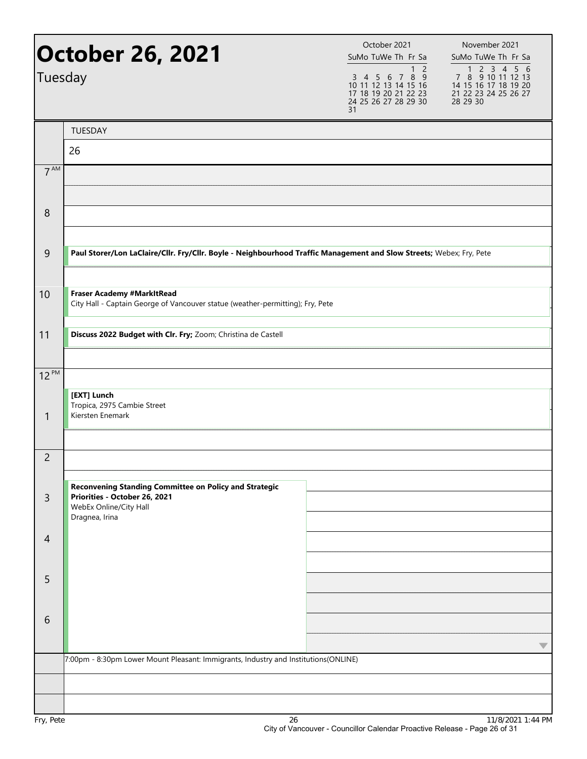# October 26, 2021

Tuesday

| October 2021 | | | | | | |
|---|---|---|---|---|---|---|
| Su | Mo | Tu | We | Th | Fr | Sa |
| | | | | | 1 | 2 |
| 3 | 4 | 5 | 6 | 7 | 8 | 9 |
| 10 | 11 | 12 | 13 | 14 | 15 | 16 |
| 17 | 18 | 19 | 20 | 21 | 22 | 23 |
| 24 | 25 | 26 | 27 | 28 | 29 | 30 |
| 31 | | | | | | |

| November 2021 | | | | | | |
|---|---|---|---|---|---|---|
| Su | Mo | Tu | We | Th | Fr | Sa |
| | 1 | 2 | 3 | 4 | 5 | 6 |
| 7 | 8 | 9 | 10 | 11 | 12 | 13 |
| 14 | 15 | 16 | 17 | 18 | 19 | 20 |
| 21 | 22 | 23 | 24 | 25 | 26 | 27 |
| 28 | 29 | 30 | | | | |

TUESDAY

26

| Time | Event |
|---|---|
| 7 AM | |
| 8 | |
| 9 | **Paul Storer/Lon LaClaire/Cllr. Fry/Cllr. Boyle - Neighbourhood Traffic Management and Slow Streets;** Webex; Fry, Pete |
| 10 | **Fraser Academy #MarkItRead** City Hall - Captain George of Vancouver statue (weather-permitting); Fry, Pete |
| 11 | **Discuss 2022 Budget with Clr. Fry;** Zoom; Christina de Castell |
| 12 PM | **[EXT] Lunch** Tropica, 2975 Cambie Street Kiersten Enemark |
| 1 | |
| 2 | |
| 3 | **Reconvening Standing Committee on Policy and Strategic Priorities - October 26, 2021** WebEx Online/City Hall Dragnea, Irina |
| 4 | |
| 5 | |
| 6 | |

7:00pm - 8:30pm Lower Mount Pleasant: Immigrants, Industry and Institutions(ONLINE)

Fry, Pete

11/8/2021 1:44 PM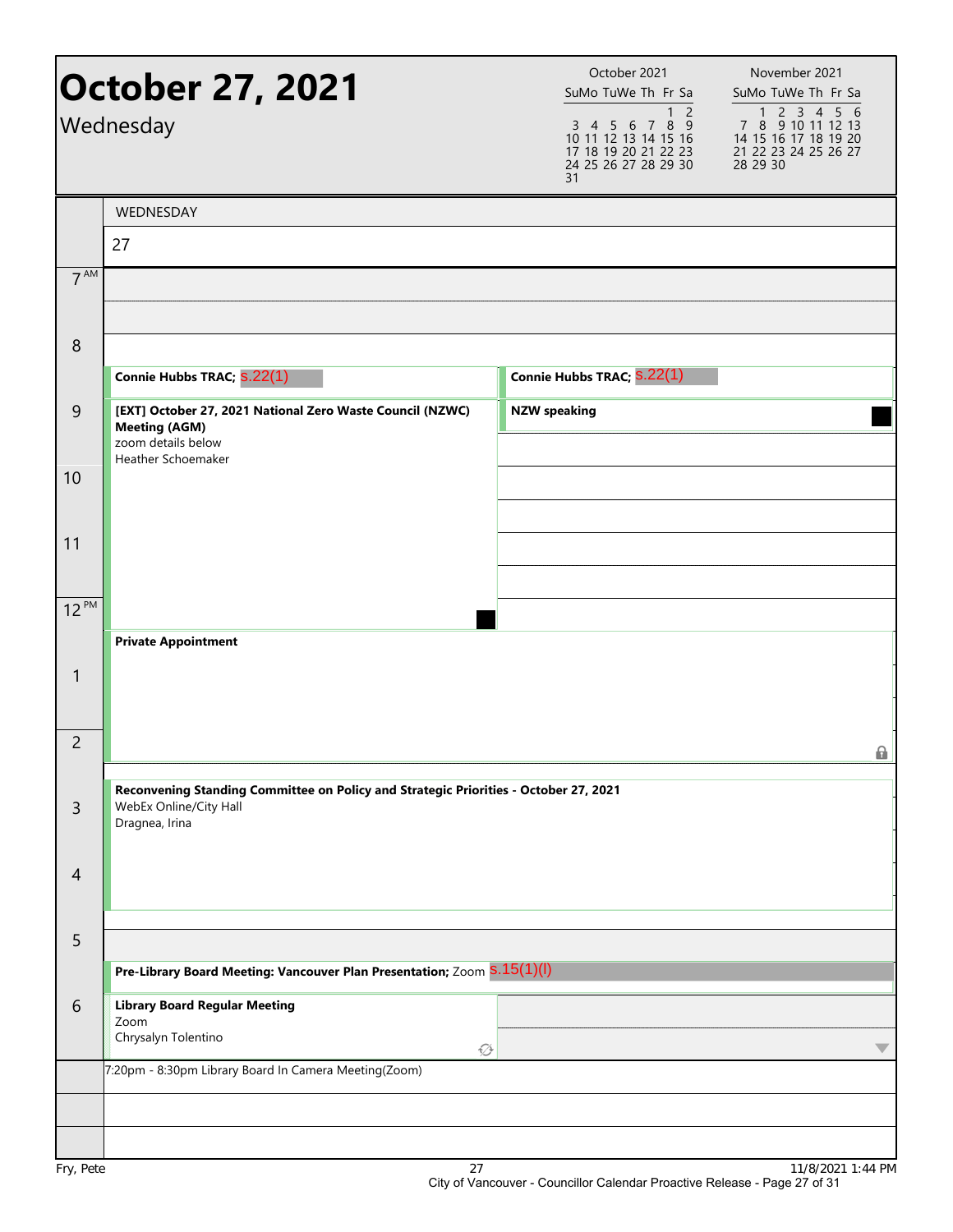# October 27, 2021

## Wednesday

**WEDNESDAY 27**

**8:30 AM**
- **Connie Hubbs TRAC;** s.22(1)
- **Connie Hubbs TRAC;** s.22(1)

**9 AM**
- **[EXT] October 27, 2021 National Zero Waste Council (NZWC) Meeting (AGM)**
  zoom details below
  Heather Schoemaker
- **NZW speaking**

**12:30 PM**
- **Private Appointment**

**2:30 PM**
- **Reconvening Standing Committee on Policy and Strategic Priorities - October 27, 2021**
  WebEx Online/City Hall
  Dragnea, Irina

**5:30 PM**
- **Pre-Library Board Meeting: Vancouver Plan Presentation;** Zoom s.15(1)(l)

**6 PM**
- **Library Board Regular Meeting**
  Zoom
  Chrysalyn Tolentino

7:20pm - 8:30pm Library Board In Camera Meeting(Zoom)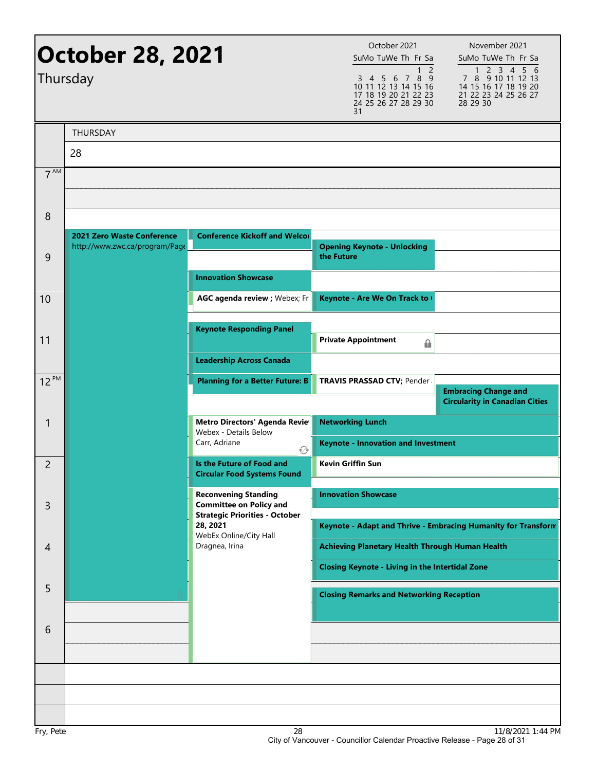# October 28, 2021

Thursday

| October 2021 | | | | | | |
|---|---|---|---|---|---|---|
| Su | Mo | Tu | We | Th | Fr | Sa |
| | | | | | 1 | 2 |
| 3 | 4 | 5 | 6 | 7 | 8 | 9 |
| 10 | 11 | 12 | 13 | 14 | 15 | 16 |
| 17 | 18 | 19 | 20 | 21 | 22 | 23 |
| 24 | 25 | 26 | 27 | 28 | 29 | 30 |
| 31 | | | | | | |

| November 2021 | | | | | | |
|---|---|---|---|---|---|---|
| Su | Mo | Tu | We | Th | Fr | Sa |
| | 1 | 2 | 3 | 4 | 5 | 6 |
| 7 | 8 | 9 | 10 | 11 | 12 | 13 |
| 14 | 15 | 16 | 17 | 18 | 19 | 20 |
| 21 | 22 | 23 | 24 | 25 | 26 | 27 |
| 28 | 29 | 30 | | | | |

THURSDAY 28

- **2021 Zero Waste Conference** — http://www.zwc.ca/program/Page
- **Conference Kickoff and Welcome**
- **Opening Keynote - Unlocking the Future**
- **Innovation Showcase**
- **AGC agenda review ;** Webex; Fr
- **Keynote - Are We On Track to**
- **Keynote Responding Panel**
- **Private Appointment**
- **Leadership Across Canada**
- **Planning for a Better Future: B**
- **TRAVIS PRASSAD CTV;** Pender
- **Embracing Change and Circularity in Canadian Cities**
- **Metro Directors' Agenda Review** — Webex - Details Below; Carr, Adriane
- **Networking Lunch**
- **Keynote - Innovation and Investment**
- **Is the Future of Food and Circular Food Systems Found**
- **Kevin Griffin Sun**
- **Reconvening Standing Committee on Policy and Strategic Priorities - October 28, 2021** — WebEx Online/City Hall; Dragnea, Irina
- **Innovation Showcase**
- **Keynote - Adapt and Thrive - Embracing Humanity for Transform**
- **Achieving Planetary Health Through Human Health**
- **Closing Keynote - Living in the Intertidal Zone**
- **Closing Remarks and Networking Reception**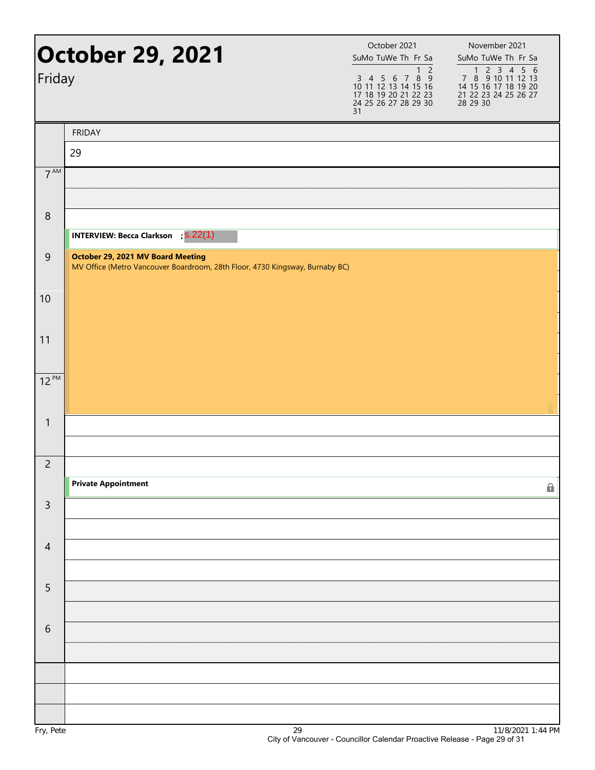# October 29, 2021

Friday

| October 2021 | | | | | | |
|---|---|---|---|---|---|---|
| Su | Mo | Tu | We | Th | Fr | Sa |
| | | | | | 1 | 2 |
| 3 | 4 | 5 | 6 | 7 | 8 | 9 |
| 10 | 11 | 12 | 13 | 14 | 15 | 16 |
| 17 | 18 | 19 | 20 | 21 | 22 | 23 |
| 24 | 25 | 26 | 27 | 28 | 29 | 30 |
| 31 | | | | | | |

| November 2021 | | | | | | |
|---|---|---|---|---|---|---|
| Su | Mo | Tu | We | Th | Fr | Sa |
| | 1 | 2 | 3 | 4 | 5 | 6 |
| 7 | 8 | 9 | 10 | 11 | 12 | 13 |
| 14 | 15 | 16 | 17 | 18 | 19 | 20 |
| 21 | 22 | 23 | 24 | 25 | 26 | 27 |
| 28 | 29 | 30 | | | | |

FRIDAY 29

| Time | Event |
|---|---|
| 7 AM | |
| 8 | **INTERVIEW: Becca Clarkson** ; s.22(1) |
| 9 | **October 29, 2021 MV Board Meeting** MV Office (Metro Vancouver Boardroom, 28th Floor, 4730 Kingsway, Burnaby BC) |
| 10 | |
| 11 | |
| 12 PM | |
| 1 | |
| 2 | **Private Appointment** |
| 3 | |
| 4 | |
| 5 | |
| 6 | |

Fry, Pete

11/8/2021 1:44 PM

City of Vancouver - Councillor Calendar Proactive Release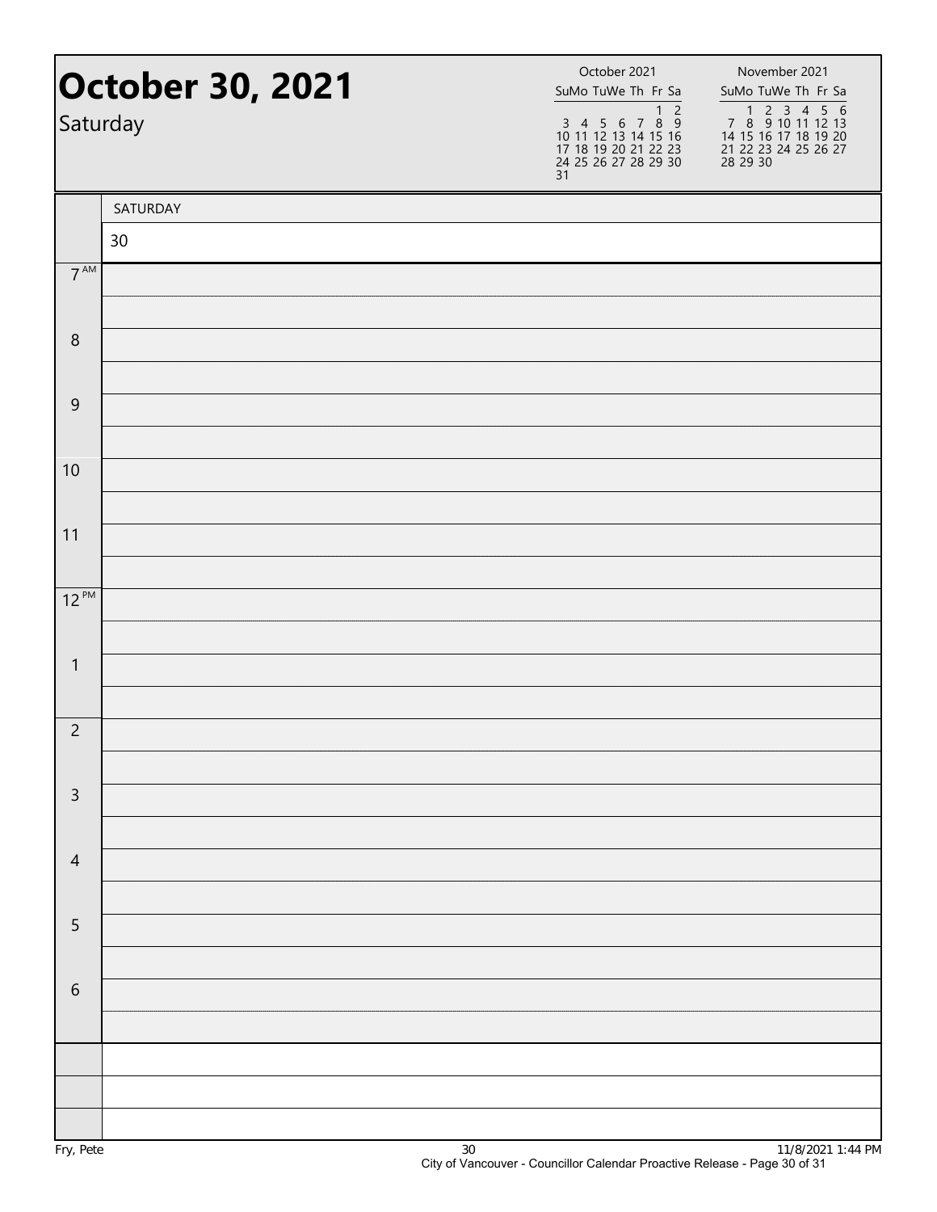# October 30, 2021

Saturday

| October 2021 | | | | | | |
|---|---|---|---|---|---|---|
| Su | Mo | Tu | We | Th | Fr | Sa |
| | | | | | 1 | 2 |
| 3 | 4 | 5 | 6 | 7 | 8 | 9 |
| 10 | 11 | 12 | 13 | 14 | 15 | 16 |
| 17 | 18 | 19 | 20 | 21 | 22 | 23 |
| 24 | 25 | 26 | 27 | 28 | 29 | 30 |
| 31 | | | | | | |

| November 2021 | | | | | | |
|---|---|---|---|---|---|---|
| Su | Mo | Tu | We | Th | Fr | Sa |
| | 1 | 2 | 3 | 4 | 5 | 6 |
| 7 | 8 | 9 | 10 | 11 | 12 | 13 |
| 14 | 15 | 16 | 17 | 18 | 19 | 20 |
| 21 | 22 | 23 | 24 | 25 | 26 | 27 |
| 28 | 29 | 30 | | | | |

| | SATURDAY |
|---|---|
| | 30 |
| 7 AM | |
| 8 | |
| 9 | |
| 10 | |
| 11 | |
| 12 PM | |
| 1 | |
| 2 | |
| 3 | |
| 4 | |
| 5 | |
| 6 | |

Fry, Pete

11/8/2021 1:44 PM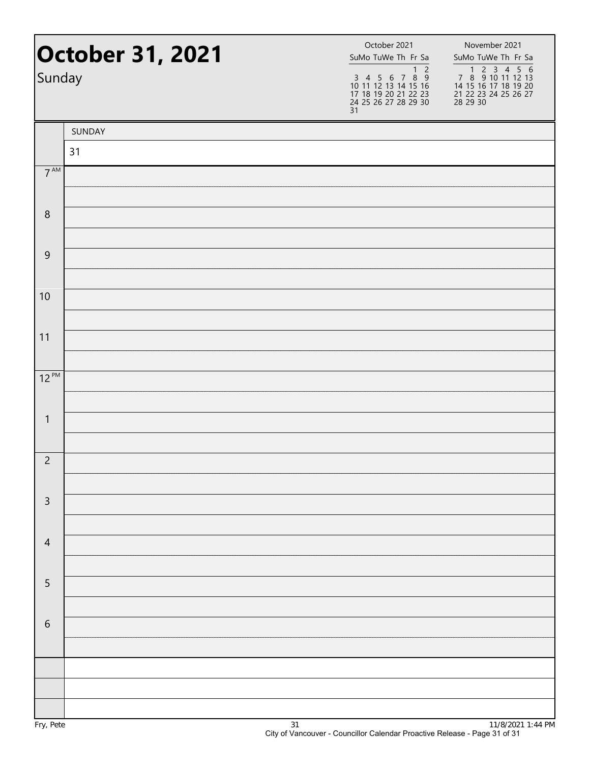# October 31, 2021

Sunday

October 2021

| Su | Mo | Tu | We | Th | Fr | Sa |
|---|---|---|---|---|---|---|
| | | | | | 1 | 2 |
| 3 | 4 | 5 | 6 | 7 | 8 | 9 |
| 10 | 11 | 12 | 13 | 14 | 15 | 16 |
| 17 | 18 | 19 | 20 | 21 | 22 | 23 |
| 24 | 25 | 26 | 27 | 28 | 29 | 30 |
| 31 | | | | | | |

November 2021

| Su | Mo | Tu | We | Th | Fr | Sa |
|---|---|---|---|---|---|---|
| | 1 | 2 | 3 | 4 | 5 | 6 |
| 7 | 8 | 9 | 10 | 11 | 12 | 13 |
| 14 | 15 | 16 | 17 | 18 | 19 | 20 |
| 21 | 22 | 23 | 24 | 25 | 26 | 27 |
| 28 | 29 | 30 | | | | |

| | SUNDAY |
|---|---|
| | 31 |
| 7 AM | |
| 8 | |
| 9 | |
| 10 | |
| 11 | |
| 12 PM | |
| 1 | |
| 2 | |
| 3 | |
| 4 | |
| 5 | |
| 6 | |

Fry, Pete 31 11/8/2021 1:44 PM

City of Vancouver - Councillor Calendar Proactive Release